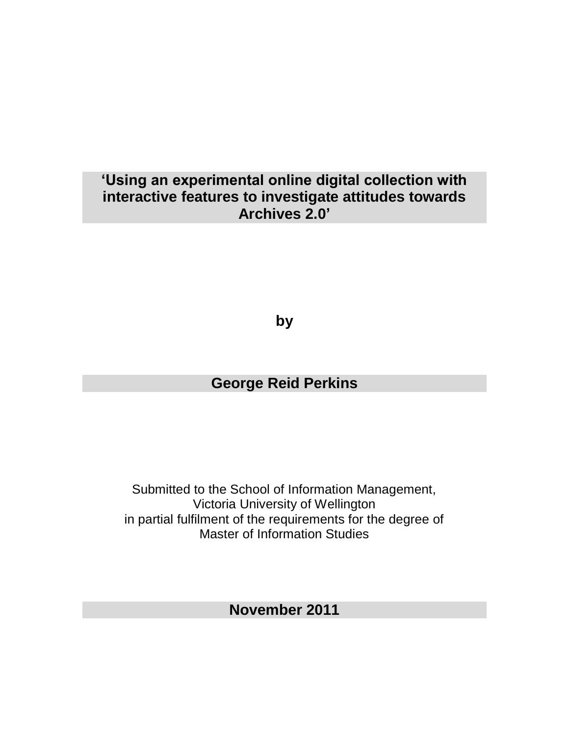# 'Using an experimental online digital collection with interactive features to investigate attitudes towards Archives 2.0'

**by**

**George Reid Perkins**

Submitted to the School of Information Management,
Victoria University of Wellington
in partial fulfilment of the requirements for the degree of
Master of Information Studies

**November 2011**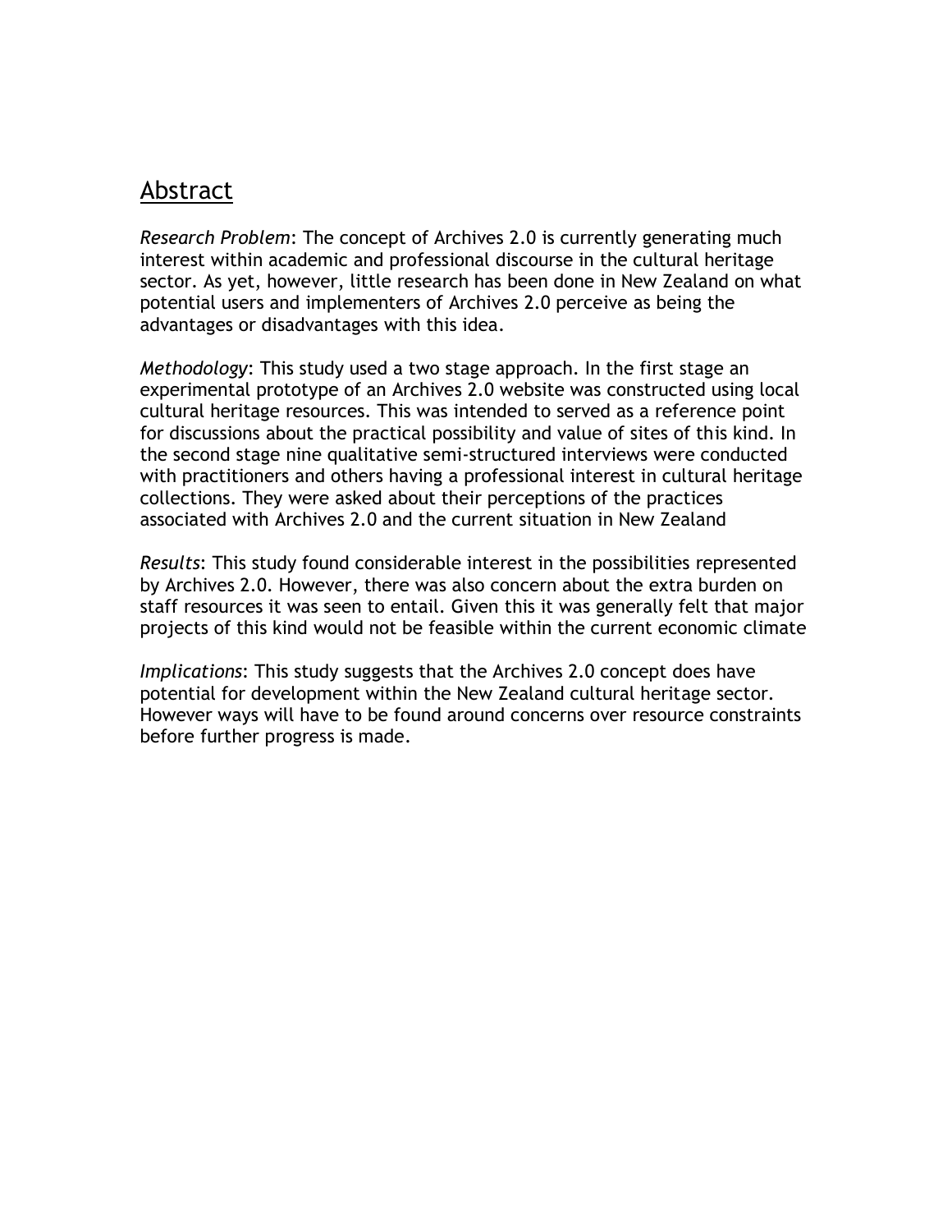## Abstract

*Research Problem*: The concept of Archives 2.0 is currently generating much interest within academic and professional discourse in the cultural heritage sector. As yet, however, little research has been done in New Zealand on what potential users and implementers of Archives 2.0 perceive as being the advantages or disadvantages with this idea.

*Methodology*: This study used a two stage approach. In the first stage an experimental prototype of an Archives 2.0 website was constructed using local cultural heritage resources. This was intended to served as a reference point for discussions about the practical possibility and value of sites of this kind. In the second stage nine qualitative semi-structured interviews were conducted with practitioners and others having a professional interest in cultural heritage collections. They were asked about their perceptions of the practices associated with Archives 2.0 and the current situation in New Zealand

*Results*: This study found considerable interest in the possibilities represented by Archives 2.0. However, there was also concern about the extra burden on staff resources it was seen to entail. Given this it was generally felt that major projects of this kind would not be feasible within the current economic climate

*Implications*: This study suggests that the Archives 2.0 concept does have potential for development within the New Zealand cultural heritage sector. However ways will have to be found around concerns over resource constraints before further progress is made.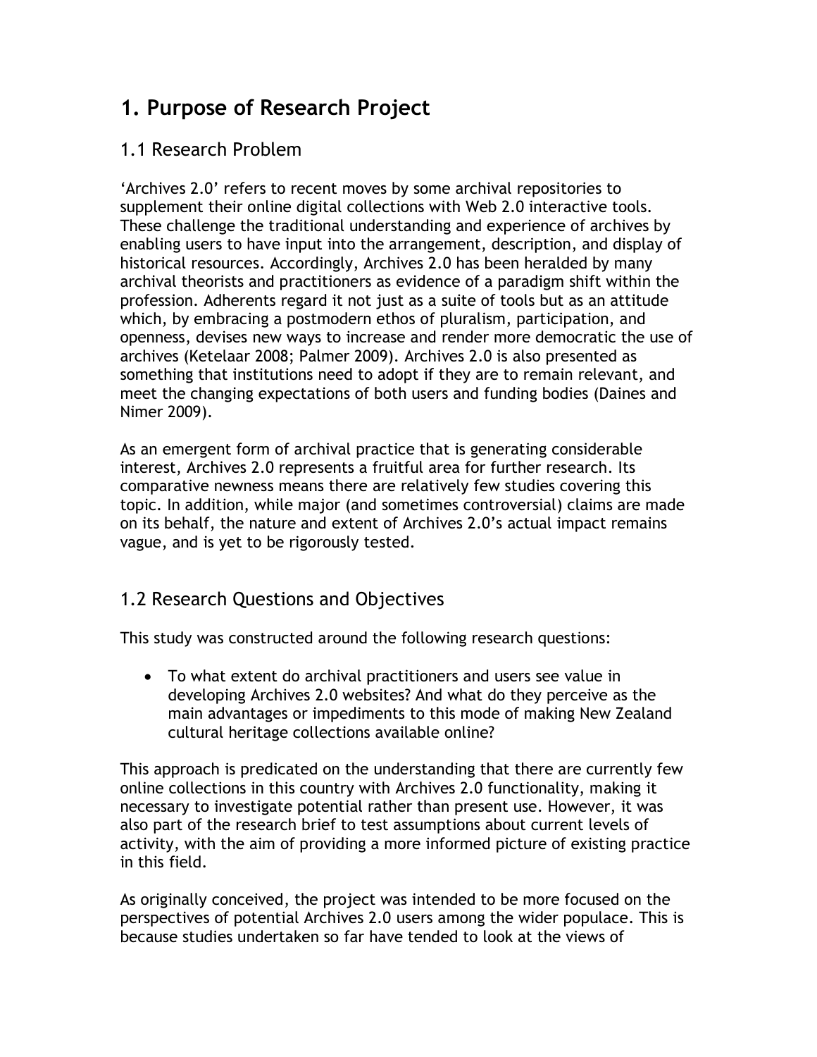# 1. Purpose of Research Project

## 1.1 Research Problem

'Archives 2.0' refers to recent moves by some archival repositories to supplement their online digital collections with Web 2.0 interactive tools. These challenge the traditional understanding and experience of archives by enabling users to have input into the arrangement, description, and display of historical resources. Accordingly, Archives 2.0 has been heralded by many archival theorists and practitioners as evidence of a paradigm shift within the profession. Adherents regard it not just as a suite of tools but as an attitude which, by embracing a postmodern ethos of pluralism, participation, and openness, devises new ways to increase and render more democratic the use of archives (Ketelaar 2008; Palmer 2009). Archives 2.0 is also presented as something that institutions need to adopt if they are to remain relevant, and meet the changing expectations of both users and funding bodies (Daines and Nimer 2009).

As an emergent form of archival practice that is generating considerable interest, Archives 2.0 represents a fruitful area for further research. Its comparative newness means there are relatively few studies covering this topic. In addition, while major (and sometimes controversial) claims are made on its behalf, the nature and extent of Archives 2.0's actual impact remains vague, and is yet to be rigorously tested.

## 1.2 Research Questions and Objectives

This study was constructed around the following research questions:

- To what extent do archival practitioners and users see value in developing Archives 2.0 websites? And what do they perceive as the main advantages or impediments to this mode of making New Zealand cultural heritage collections available online?

This approach is predicated on the understanding that there are currently few online collections in this country with Archives 2.0 functionality, making it necessary to investigate potential rather than present use. However, it was also part of the research brief to test assumptions about current levels of activity, with the aim of providing a more informed picture of existing practice in this field.

As originally conceived, the project was intended to be more focused on the perspectives of potential Archives 2.0 users among the wider populace. This is because studies undertaken so far have tended to look at the views of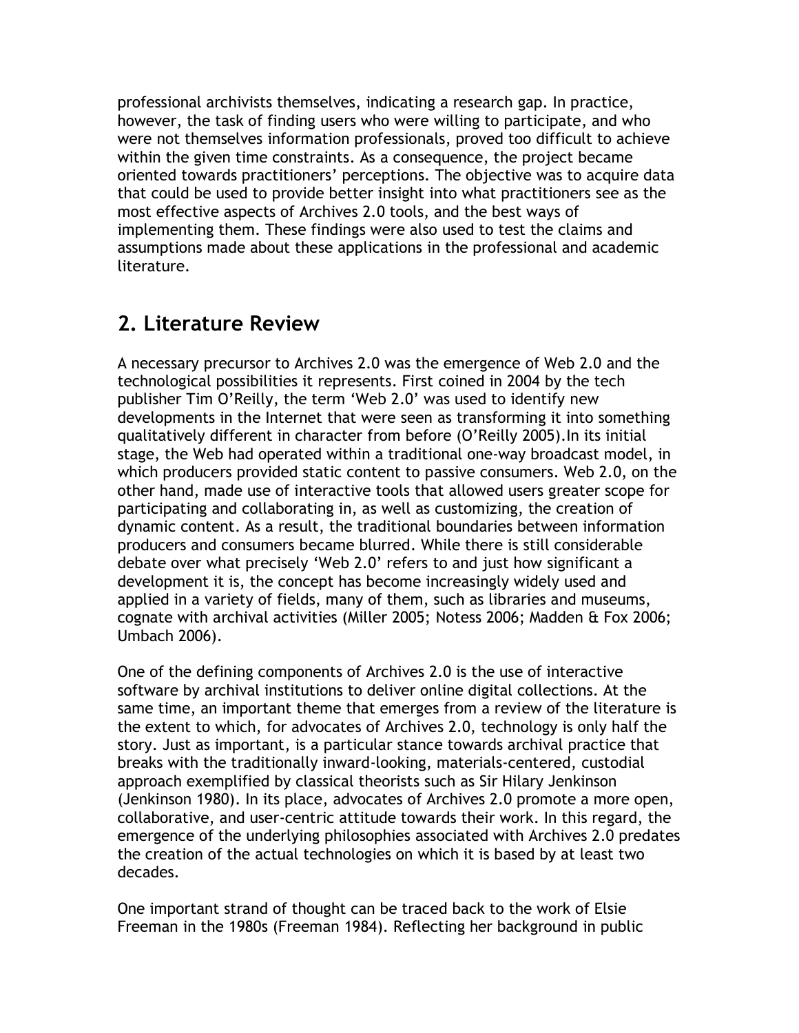professional archivists themselves, indicating a research gap. In practice, however, the task of finding users who were willing to participate, and who were not themselves information professionals, proved too difficult to achieve within the given time constraints. As a consequence, the project became oriented towards practitioners' perceptions. The objective was to acquire data that could be used to provide better insight into what practitioners see as the most effective aspects of Archives 2.0 tools, and the best ways of implementing them. These findings were also used to test the claims and assumptions made about these applications in the professional and academic literature.

## 2. Literature Review

A necessary precursor to Archives 2.0 was the emergence of Web 2.0 and the technological possibilities it represents. First coined in 2004 by the tech publisher Tim O'Reilly, the term 'Web 2.0' was used to identify new developments in the Internet that were seen as transforming it into something qualitatively different in character from before (O'Reilly 2005).In its initial stage, the Web had operated within a traditional one-way broadcast model, in which producers provided static content to passive consumers. Web 2.0, on the other hand, made use of interactive tools that allowed users greater scope for participating and collaborating in, as well as customizing, the creation of dynamic content. As a result, the traditional boundaries between information producers and consumers became blurred. While there is still considerable debate over what precisely 'Web 2.0' refers to and just how significant a development it is, the concept has become increasingly widely used and applied in a variety of fields, many of them, such as libraries and museums, cognate with archival activities (Miller 2005; Notess 2006; Madden & Fox 2006; Umbach 2006).

One of the defining components of Archives 2.0 is the use of interactive software by archival institutions to deliver online digital collections. At the same time, an important theme that emerges from a review of the literature is the extent to which, for advocates of Archives 2.0, technology is only half the story. Just as important, is a particular stance towards archival practice that breaks with the traditionally inward-looking, materials-centered, custodial approach exemplified by classical theorists such as Sir Hilary Jenkinson (Jenkinson 1980). In its place, advocates of Archives 2.0 promote a more open, collaborative, and user-centric attitude towards their work. In this regard, the emergence of the underlying philosophies associated with Archives 2.0 predates the creation of the actual technologies on which it is based by at least two decades.

One important strand of thought can be traced back to the work of Elsie Freeman in the 1980s (Freeman 1984). Reflecting her background in public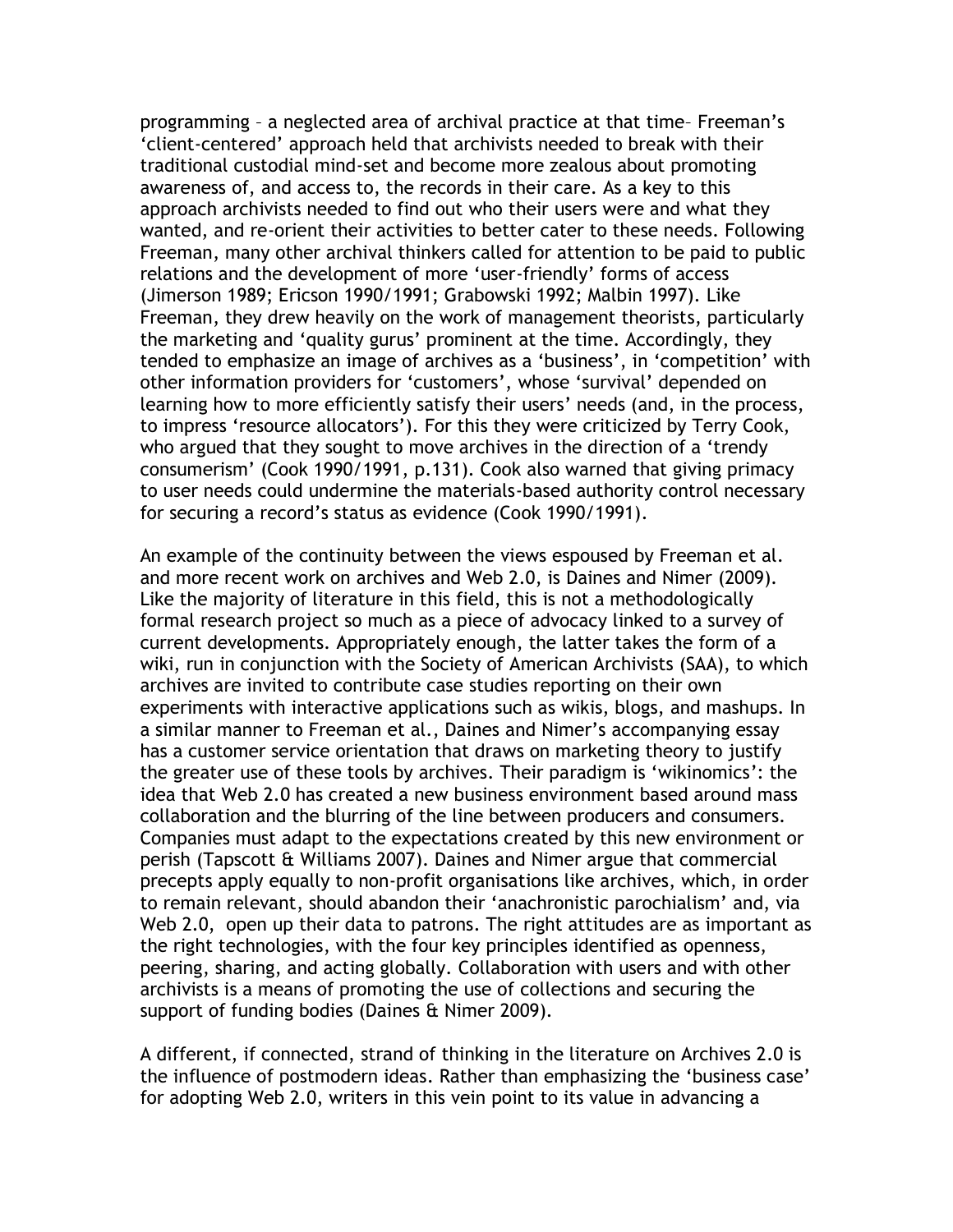programming – a neglected area of archival practice at that time– Freeman's 'client-centered' approach held that archivists needed to break with their traditional custodial mind-set and become more zealous about promoting awareness of, and access to, the records in their care. As a key to this approach archivists needed to find out who their users were and what they wanted, and re-orient their activities to better cater to these needs. Following Freeman, many other archival thinkers called for attention to be paid to public relations and the development of more 'user-friendly' forms of access (Jimerson 1989; Ericson 1990/1991; Grabowski 1992; Malbin 1997). Like Freeman, they drew heavily on the work of management theorists, particularly the marketing and 'quality gurus' prominent at the time. Accordingly, they tended to emphasize an image of archives as a 'business', in 'competition' with other information providers for 'customers', whose 'survival' depended on learning how to more efficiently satisfy their users' needs (and, in the process, to impress 'resource allocators'). For this they were criticized by Terry Cook, who argued that they sought to move archives in the direction of a 'trendy consumerism' (Cook 1990/1991, p.131). Cook also warned that giving primacy to user needs could undermine the materials-based authority control necessary for securing a record's status as evidence (Cook 1990/1991).

An example of the continuity between the views espoused by Freeman et al. and more recent work on archives and Web 2.0, is Daines and Nimer (2009). Like the majority of literature in this field, this is not a methodologically formal research project so much as a piece of advocacy linked to a survey of current developments. Appropriately enough, the latter takes the form of a wiki, run in conjunction with the Society of American Archivists (SAA), to which archives are invited to contribute case studies reporting on their own experiments with interactive applications such as wikis, blogs, and mashups. In a similar manner to Freeman et al., Daines and Nimer's accompanying essay has a customer service orientation that draws on marketing theory to justify the greater use of these tools by archives. Their paradigm is 'wikinomics': the idea that Web 2.0 has created a new business environment based around mass collaboration and the blurring of the line between producers and consumers. Companies must adapt to the expectations created by this new environment or perish (Tapscott & Williams 2007). Daines and Nimer argue that commercial precepts apply equally to non-profit organisations like archives, which, in order to remain relevant, should abandon their 'anachronistic parochialism' and, via Web 2.0, open up their data to patrons. The right attitudes are as important as the right technologies, with the four key principles identified as openness, peering, sharing, and acting globally. Collaboration with users and with other archivists is a means of promoting the use of collections and securing the support of funding bodies (Daines & Nimer 2009).

A different, if connected, strand of thinking in the literature on Archives 2.0 is the influence of postmodern ideas. Rather than emphasizing the 'business case' for adopting Web 2.0, writers in this vein point to its value in advancing a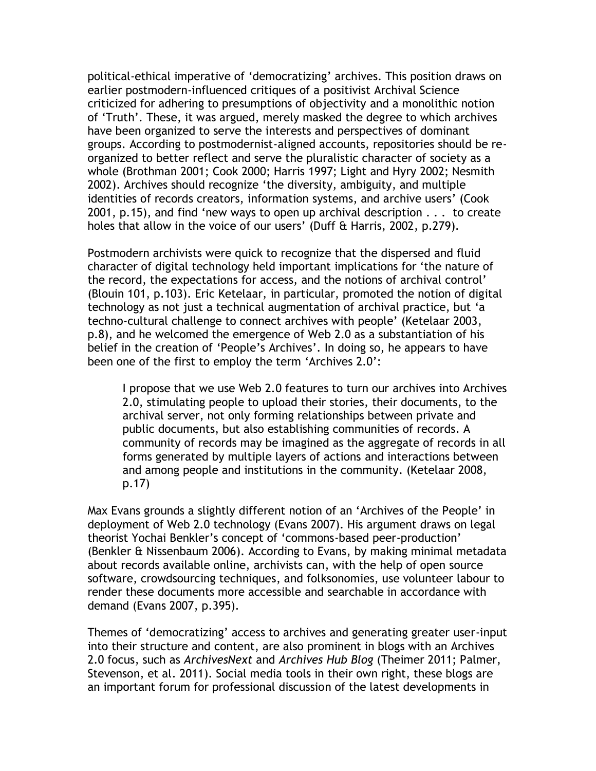political-ethical imperative of ‘democratizing’ archives. This position draws on earlier postmodern-influenced critiques of a positivist Archival Science criticized for adhering to presumptions of objectivity and a monolithic notion of ‘Truth’. These, it was argued, merely masked the degree to which archives have been organized to serve the interests and perspectives of dominant groups. According to postmodernist-aligned accounts, repositories should be re-organized to better reflect and serve the pluralistic character of society as a whole (Brothman 2001; Cook 2000; Harris 1997; Light and Hyry 2002; Nesmith 2002). Archives should recognize ‘the diversity, ambiguity, and multiple identities of records creators, information systems, and archive users’ (Cook 2001, p.15), and find ‘new ways to open up archival description . . . to create holes that allow in the voice of our users’ (Duff & Harris, 2002, p.279).

Postmodern archivists were quick to recognize that the dispersed and fluid character of digital technology held important implications for ‘the nature of the record, the expectations for access, and the notions of archival control’ (Blouin 101, p.103). Eric Ketelaar, in particular, promoted the notion of digital technology as not just a technical augmentation of archival practice, but ‘a techno-cultural challenge to connect archives with people’ (Ketelaar 2003, p.8), and he welcomed the emergence of Web 2.0 as a substantiation of his belief in the creation of ‘People’s Archives’. In doing so, he appears to have been one of the first to employ the term ‘Archives 2.0’:

> I propose that we use Web 2.0 features to turn our archives into Archives 2.0, stimulating people to upload their stories, their documents, to the archival server, not only forming relationships between private and public documents, but also establishing communities of records. A community of records may be imagined as the aggregate of records in all forms generated by multiple layers of actions and interactions between and among people and institutions in the community. (Ketelaar 2008, p.17)

Max Evans grounds a slightly different notion of an ‘Archives of the People’ in deployment of Web 2.0 technology (Evans 2007). His argument draws on legal theorist Yochai Benkler’s concept of ‘commons-based peer-production’ (Benkler & Nissenbaum 2006). According to Evans, by making minimal metadata about records available online, archivists can, with the help of open source software, crowdsourcing techniques, and folksonomies, use volunteer labour to render these documents more accessible and searchable in accordance with demand (Evans 2007, p.395).

Themes of ‘democratizing’ access to archives and generating greater user-input into their structure and content, are also prominent in blogs with an Archives 2.0 focus, such as *ArchivesNext* and *Archives Hub Blog* (Theimer 2011; Palmer, Stevenson, et al. 2011). Social media tools in their own right, these blogs are an important forum for professional discussion of the latest developments in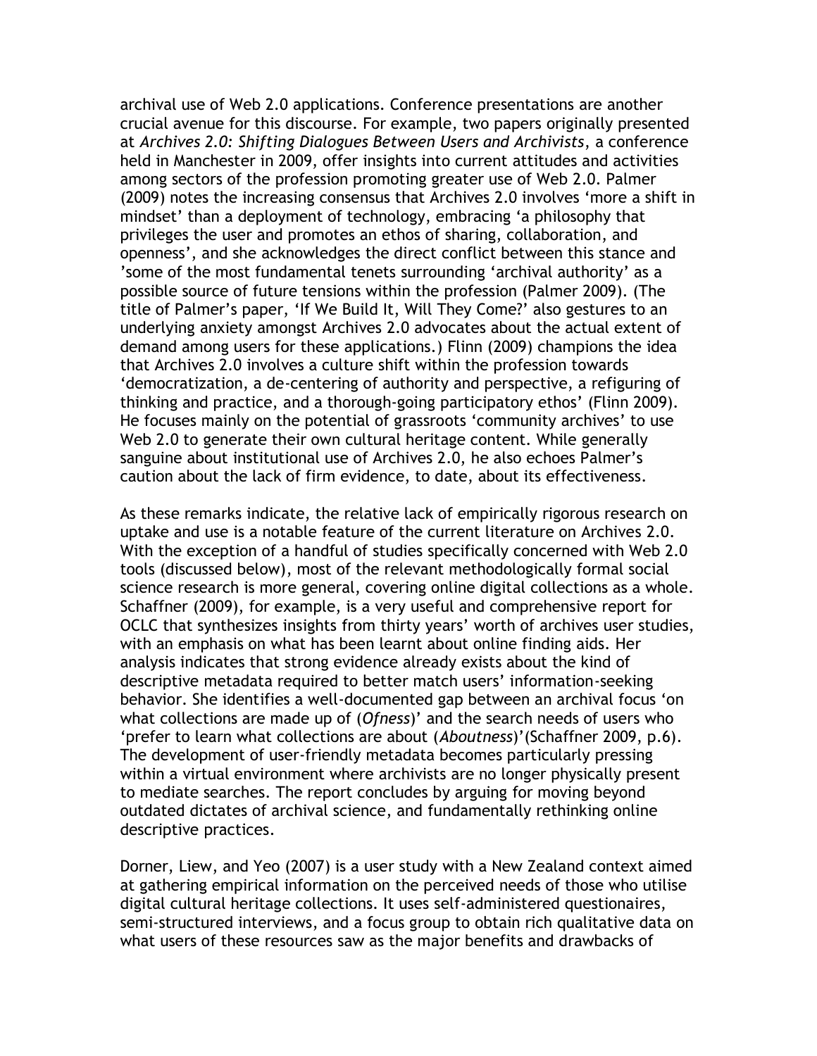archival use of Web 2.0 applications. Conference presentations are another crucial avenue for this discourse. For example, two papers originally presented at *Archives 2.0: Shifting Dialogues Between Users and Archivists*, a conference held in Manchester in 2009, offer insights into current attitudes and activities among sectors of the profession promoting greater use of Web 2.0. Palmer (2009) notes the increasing consensus that Archives 2.0 involves 'more a shift in mindset' than a deployment of technology, embracing 'a philosophy that privileges the user and promotes an ethos of sharing, collaboration, and openness', and she acknowledges the direct conflict between this stance and 'some of the most fundamental tenets surrounding 'archival authority' as a possible source of future tensions within the profession (Palmer 2009). (The title of Palmer's paper, 'If We Build It, Will They Come?' also gestures to an underlying anxiety amongst Archives 2.0 advocates about the actual extent of demand among users for these applications.) Flinn (2009) champions the idea that Archives 2.0 involves a culture shift within the profession towards 'democratization, a de-centering of authority and perspective, a refiguring of thinking and practice, and a thorough-going participatory ethos' (Flinn 2009). He focuses mainly on the potential of grassroots 'community archives' to use Web 2.0 to generate their own cultural heritage content. While generally sanguine about institutional use of Archives 2.0, he also echoes Palmer's caution about the lack of firm evidence, to date, about its effectiveness.

As these remarks indicate, the relative lack of empirically rigorous research on uptake and use is a notable feature of the current literature on Archives 2.0. With the exception of a handful of studies specifically concerned with Web 2.0 tools (discussed below), most of the relevant methodologically formal social science research is more general, covering online digital collections as a whole. Schaffner (2009), for example, is a very useful and comprehensive report for OCLC that synthesizes insights from thirty years' worth of archives user studies, with an emphasis on what has been learnt about online finding aids. Her analysis indicates that strong evidence already exists about the kind of descriptive metadata required to better match users' information-seeking behavior. She identifies a well-documented gap between an archival focus 'on what collections are made up of (*Ofness*)' and the search needs of users who 'prefer to learn what collections are about (*Aboutness*)'(Schaffner 2009, p.6). The development of user-friendly metadata becomes particularly pressing within a virtual environment where archivists are no longer physically present to mediate searches. The report concludes by arguing for moving beyond outdated dictates of archival science, and fundamentally rethinking online descriptive practices.

Dorner, Liew, and Yeo (2007) is a user study with a New Zealand context aimed at gathering empirical information on the perceived needs of those who utilise digital cultural heritage collections. It uses self-administered questionaires, semi-structured interviews, and a focus group to obtain rich qualitative data on what users of these resources saw as the major benefits and drawbacks of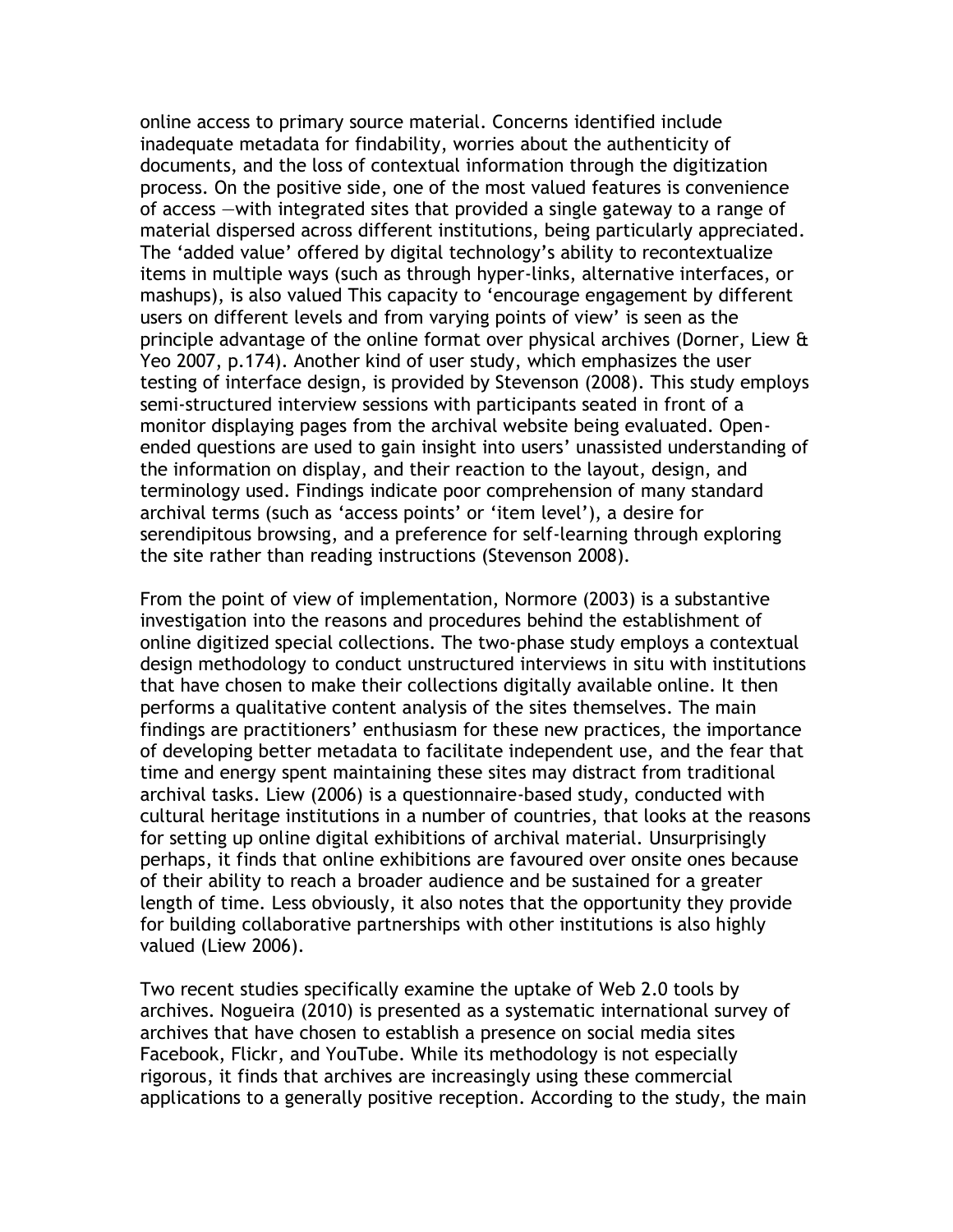online access to primary source material. Concerns identified include inadequate metadata for findability, worries about the authenticity of documents, and the loss of contextual information through the digitization process. On the positive side, one of the most valued features is convenience of access —with integrated sites that provided a single gateway to a range of material dispersed across different institutions, being particularly appreciated. The 'added value' offered by digital technology's ability to recontextualize items in multiple ways (such as through hyper-links, alternative interfaces, or mashups), is also valued This capacity to 'encourage engagement by different users on different levels and from varying points of view' is seen as the principle advantage of the online format over physical archives (Dorner, Liew & Yeo 2007, p.174). Another kind of user study, which emphasizes the user testing of interface design, is provided by Stevenson (2008). This study employs semi-structured interview sessions with participants seated in front of a monitor displaying pages from the archival website being evaluated. Open-ended questions are used to gain insight into users' unassisted understanding of the information on display, and their reaction to the layout, design, and terminology used. Findings indicate poor comprehension of many standard archival terms (such as 'access points' or 'item level'), a desire for serendipitous browsing, and a preference for self-learning through exploring the site rather than reading instructions (Stevenson 2008).

From the point of view of implementation, Normore (2003) is a substantive investigation into the reasons and procedures behind the establishment of online digitized special collections. The two-phase study employs a contextual design methodology to conduct unstructured interviews in situ with institutions that have chosen to make their collections digitally available online. It then performs a qualitative content analysis of the sites themselves. The main findings are practitioners' enthusiasm for these new practices, the importance of developing better metadata to facilitate independent use, and the fear that time and energy spent maintaining these sites may distract from traditional archival tasks. Liew (2006) is a questionnaire-based study, conducted with cultural heritage institutions in a number of countries, that looks at the reasons for setting up online digital exhibitions of archival material. Unsurprisingly perhaps, it finds that online exhibitions are favoured over onsite ones because of their ability to reach a broader audience and be sustained for a greater length of time. Less obviously, it also notes that the opportunity they provide for building collaborative partnerships with other institutions is also highly valued (Liew 2006).

Two recent studies specifically examine the uptake of Web 2.0 tools by archives. Nogueira (2010) is presented as a systematic international survey of archives that have chosen to establish a presence on social media sites Facebook, Flickr, and YouTube. While its methodology is not especially rigorous, it finds that archives are increasingly using these commercial applications to a generally positive reception. According to the study, the main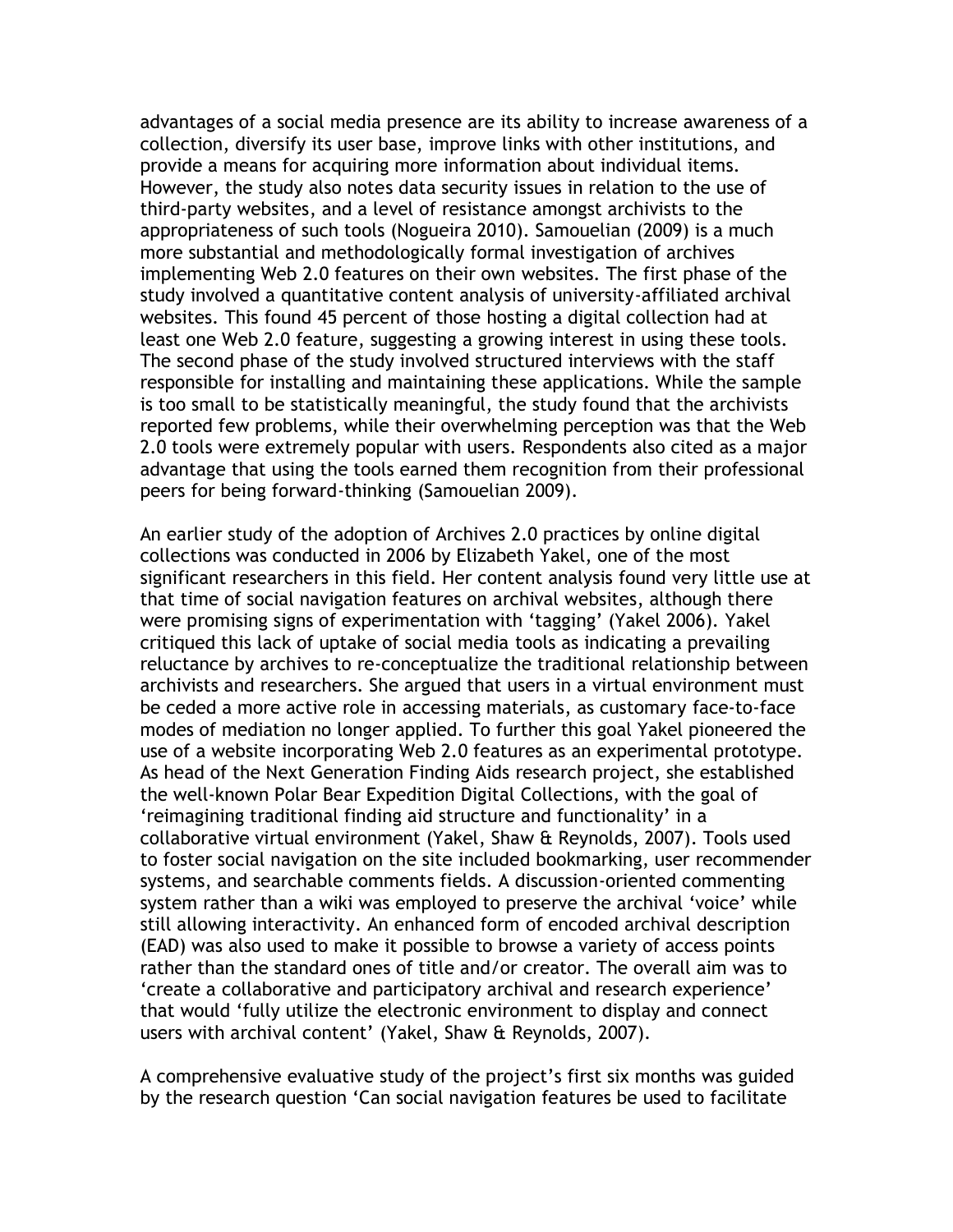advantages of a social media presence are its ability to increase awareness of a collection, diversify its user base, improve links with other institutions, and provide a means for acquiring more information about individual items. However, the study also notes data security issues in relation to the use of third-party websites, and a level of resistance amongst archivists to the appropriateness of such tools (Nogueira 2010). Samouelian (2009) is a much more substantial and methodologically formal investigation of archives implementing Web 2.0 features on their own websites. The first phase of the study involved a quantitative content analysis of university-affiliated archival websites. This found 45 percent of those hosting a digital collection had at least one Web 2.0 feature, suggesting a growing interest in using these tools. The second phase of the study involved structured interviews with the staff responsible for installing and maintaining these applications. While the sample is too small to be statistically meaningful, the study found that the archivists reported few problems, while their overwhelming perception was that the Web 2.0 tools were extremely popular with users. Respondents also cited as a major advantage that using the tools earned them recognition from their professional peers for being forward-thinking (Samouelian 2009).

An earlier study of the adoption of Archives 2.0 practices by online digital collections was conducted in 2006 by Elizabeth Yakel, one of the most significant researchers in this field. Her content analysis found very little use at that time of social navigation features on archival websites, although there were promising signs of experimentation with 'tagging' (Yakel 2006). Yakel critiqued this lack of uptake of social media tools as indicating a prevailing reluctance by archives to re-conceptualize the traditional relationship between archivists and researchers. She argued that users in a virtual environment must be ceded a more active role in accessing materials, as customary face-to-face modes of mediation no longer applied. To further this goal Yakel pioneered the use of a website incorporating Web 2.0 features as an experimental prototype. As head of the Next Generation Finding Aids research project, she established the well-known Polar Bear Expedition Digital Collections, with the goal of 'reimagining traditional finding aid structure and functionality' in a collaborative virtual environment (Yakel, Shaw & Reynolds, 2007). Tools used to foster social navigation on the site included bookmarking, user recommender systems, and searchable comments fields. A discussion-oriented commenting system rather than a wiki was employed to preserve the archival 'voice' while still allowing interactivity. An enhanced form of encoded archival description (EAD) was also used to make it possible to browse a variety of access points rather than the standard ones of title and/or creator. The overall aim was to 'create a collaborative and participatory archival and research experience' that would 'fully utilize the electronic environment to display and connect users with archival content' (Yakel, Shaw & Reynolds, 2007).

A comprehensive evaluative study of the project's first six months was guided by the research question 'Can social navigation features be used to facilitate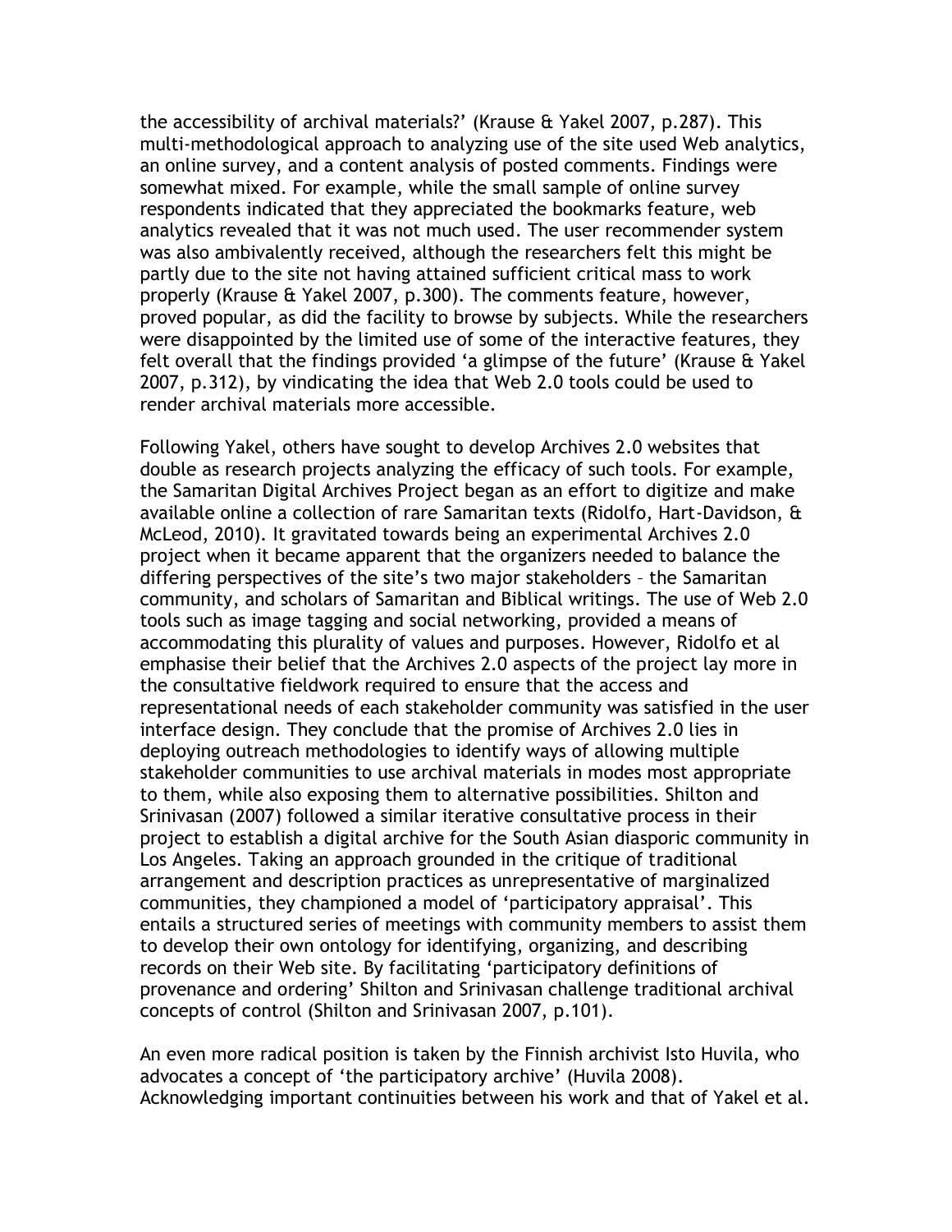the accessibility of archival materials?' (Krause & Yakel 2007, p.287). This multi-methodological approach to analyzing use of the site used Web analytics, an online survey, and a content analysis of posted comments. Findings were somewhat mixed. For example, while the small sample of online survey respondents indicated that they appreciated the bookmarks feature, web analytics revealed that it was not much used. The user recommender system was also ambivalently received, although the researchers felt this might be partly due to the site not having attained sufficient critical mass to work properly (Krause & Yakel 2007, p.300). The comments feature, however, proved popular, as did the facility to browse by subjects. While the researchers were disappointed by the limited use of some of the interactive features, they felt overall that the findings provided 'a glimpse of the future' (Krause & Yakel 2007, p.312), by vindicating the idea that Web 2.0 tools could be used to render archival materials more accessible.

Following Yakel, others have sought to develop Archives 2.0 websites that double as research projects analyzing the efficacy of such tools. For example, the Samaritan Digital Archives Project began as an effort to digitize and make available online a collection of rare Samaritan texts (Ridolfo, Hart-Davidson, & McLeod, 2010). It gravitated towards being an experimental Archives 2.0 project when it became apparent that the organizers needed to balance the differing perspectives of the site's two major stakeholders – the Samaritan community, and scholars of Samaritan and Biblical writings. The use of Web 2.0 tools such as image tagging and social networking, provided a means of accommodating this plurality of values and purposes. However, Ridolfo et al emphasise their belief that the Archives 2.0 aspects of the project lay more in the consultative fieldwork required to ensure that the access and representational needs of each stakeholder community was satisfied in the user interface design. They conclude that the promise of Archives 2.0 lies in deploying outreach methodologies to identify ways of allowing multiple stakeholder communities to use archival materials in modes most appropriate to them, while also exposing them to alternative possibilities. Shilton and Srinivasan (2007) followed a similar iterative consultative process in their project to establish a digital archive for the South Asian diasporic community in Los Angeles. Taking an approach grounded in the critique of traditional arrangement and description practices as unrepresentative of marginalized communities, they championed a model of 'participatory appraisal'. This entails a structured series of meetings with community members to assist them to develop their own ontology for identifying, organizing, and describing records on their Web site. By facilitating 'participatory definitions of provenance and ordering' Shilton and Srinivasan challenge traditional archival concepts of control (Shilton and Srinivasan 2007, p.101).

An even more radical position is taken by the Finnish archivist Isto Huvila, who advocates a concept of 'the participatory archive' (Huvila 2008). Acknowledging important continuities between his work and that of Yakel et al.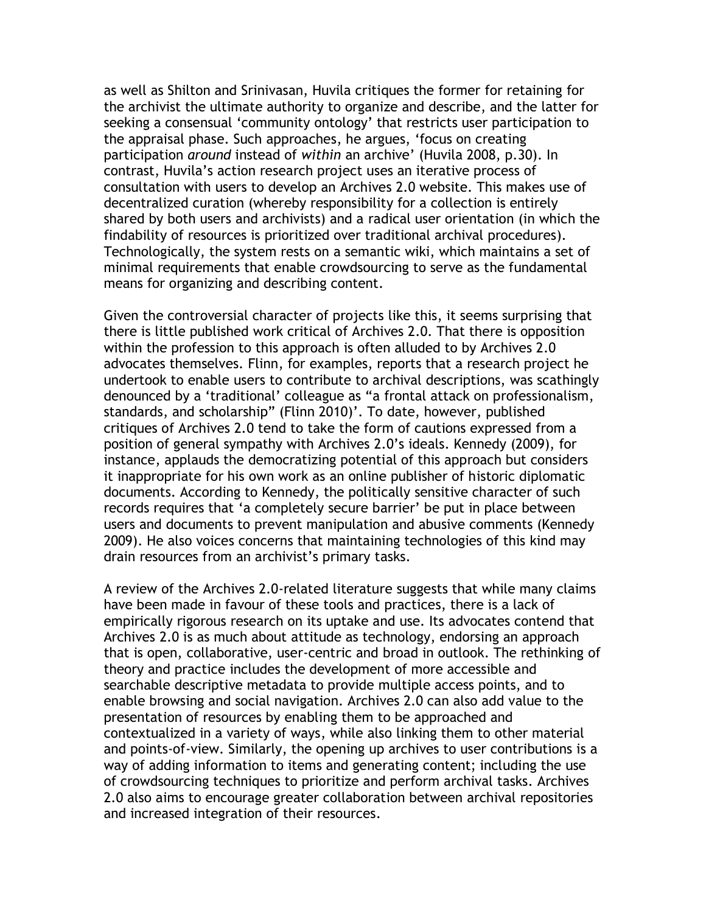as well as Shilton and Srinivasan, Huvila critiques the former for retaining for the archivist the ultimate authority to organize and describe, and the latter for seeking a consensual 'community ontology' that restricts user participation to the appraisal phase. Such approaches, he argues, 'focus on creating participation *around* instead of *within* an archive' (Huvila 2008, p.30). In contrast, Huvila's action research project uses an iterative process of consultation with users to develop an Archives 2.0 website. This makes use of decentralized curation (whereby responsibility for a collection is entirely shared by both users and archivists) and a radical user orientation (in which the findability of resources is prioritized over traditional archival procedures). Technologically, the system rests on a semantic wiki, which maintains a set of minimal requirements that enable crowdsourcing to serve as the fundamental means for organizing and describing content.

Given the controversial character of projects like this, it seems surprising that there is little published work critical of Archives 2.0. That there is opposition within the profession to this approach is often alluded to by Archives 2.0 advocates themselves. Flinn, for examples, reports that a research project he undertook to enable users to contribute to archival descriptions, was scathingly denounced by a 'traditional' colleague as "a frontal attack on professionalism, standards, and scholarship" (Flinn 2010)'. To date, however, published critiques of Archives 2.0 tend to take the form of cautions expressed from a position of general sympathy with Archives 2.0's ideals. Kennedy (2009), for instance, applauds the democratizing potential of this approach but considers it inappropriate for his own work as an online publisher of historic diplomatic documents. According to Kennedy, the politically sensitive character of such records requires that 'a completely secure barrier' be put in place between users and documents to prevent manipulation and abusive comments (Kennedy 2009). He also voices concerns that maintaining technologies of this kind may drain resources from an archivist's primary tasks.

A review of the Archives 2.0-related literature suggests that while many claims have been made in favour of these tools and practices, there is a lack of empirically rigorous research on its uptake and use. Its advocates contend that Archives 2.0 is as much about attitude as technology, endorsing an approach that is open, collaborative, user-centric and broad in outlook. The rethinking of theory and practice includes the development of more accessible and searchable descriptive metadata to provide multiple access points, and to enable browsing and social navigation. Archives 2.0 can also add value to the presentation of resources by enabling them to be approached and contextualized in a variety of ways, while also linking them to other material and points-of-view. Similarly, the opening up archives to user contributions is a way of adding information to items and generating content; including the use of crowdsourcing techniques to prioritize and perform archival tasks. Archives 2.0 also aims to encourage greater collaboration between archival repositories and increased integration of their resources.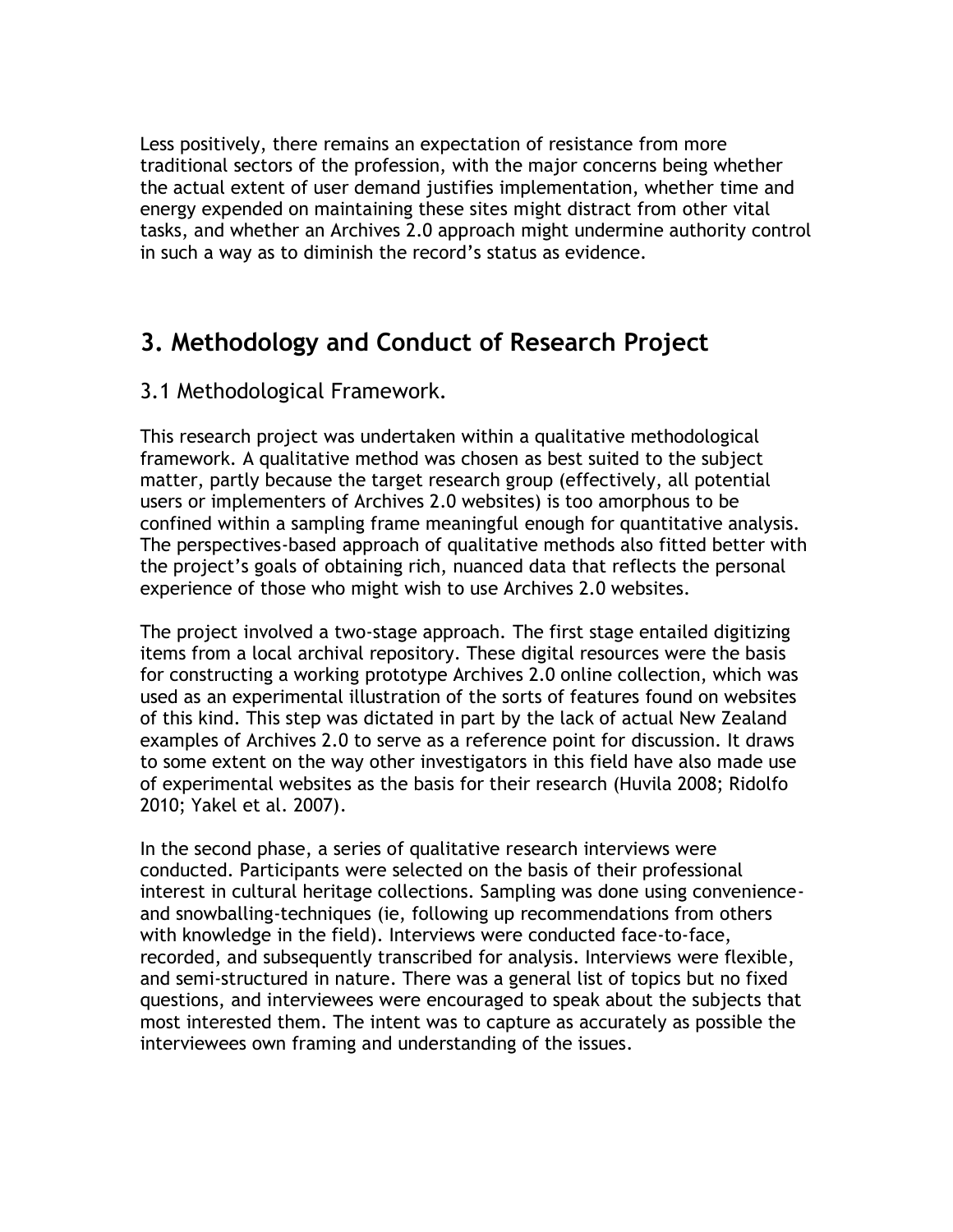Less positively, there remains an expectation of resistance from more traditional sectors of the profession, with the major concerns being whether the actual extent of user demand justifies implementation, whether time and energy expended on maintaining these sites might distract from other vital tasks, and whether an Archives 2.0 approach might undermine authority control in such a way as to diminish the record's status as evidence.

## 3. Methodology and Conduct of Research Project

### 3.1 Methodological Framework.

This research project was undertaken within a qualitative methodological framework. A qualitative method was chosen as best suited to the subject matter, partly because the target research group (effectively, all potential users or implementers of Archives 2.0 websites) is too amorphous to be confined within a sampling frame meaningful enough for quantitative analysis. The perspectives-based approach of qualitative methods also fitted better with the project's goals of obtaining rich, nuanced data that reflects the personal experience of those who might wish to use Archives 2.0 websites.

The project involved a two-stage approach. The first stage entailed digitizing items from a local archival repository. These digital resources were the basis for constructing a working prototype Archives 2.0 online collection, which was used as an experimental illustration of the sorts of features found on websites of this kind. This step was dictated in part by the lack of actual New Zealand examples of Archives 2.0 to serve as a reference point for discussion. It draws to some extent on the way other investigators in this field have also made use of experimental websites as the basis for their research (Huvila 2008; Ridolfo 2010; Yakel et al. 2007).

In the second phase, a series of qualitative research interviews were conducted. Participants were selected on the basis of their professional interest in cultural heritage collections. Sampling was done using convenience- and snowballing-techniques (ie, following up recommendations from others with knowledge in the field). Interviews were conducted face-to-face, recorded, and subsequently transcribed for analysis. Interviews were flexible, and semi-structured in nature. There was a general list of topics but no fixed questions, and interviewees were encouraged to speak about the subjects that most interested them. The intent was to capture as accurately as possible the interviewees own framing and understanding of the issues.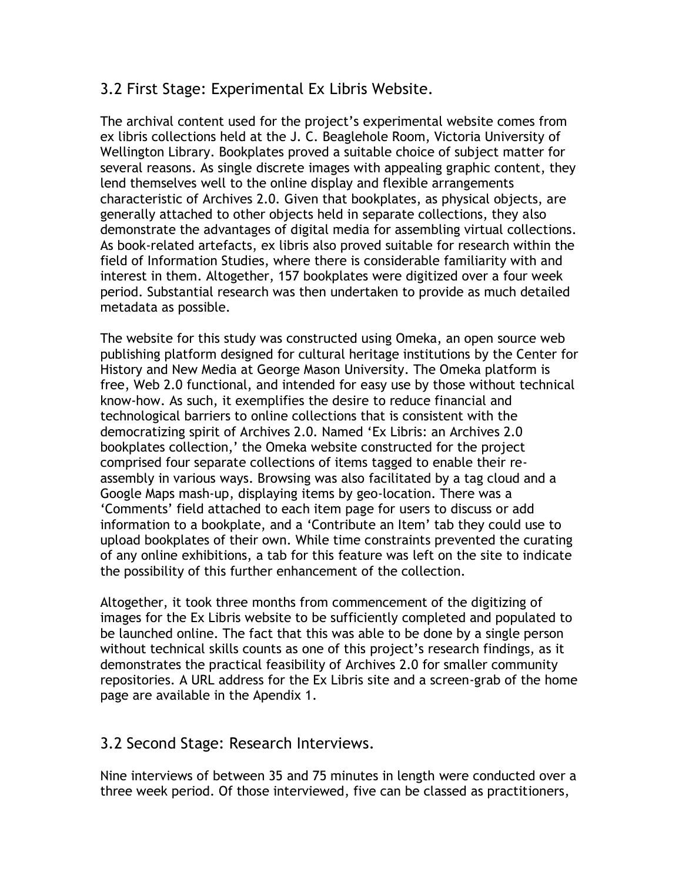## 3.2 First Stage: Experimental Ex Libris Website.

The archival content used for the project's experimental website comes from ex libris collections held at the J. C. Beaglehole Room, Victoria University of Wellington Library. Bookplates proved a suitable choice of subject matter for several reasons. As single discrete images with appealing graphic content, they lend themselves well to the online display and flexible arrangements characteristic of Archives 2.0. Given that bookplates, as physical objects, are generally attached to other objects held in separate collections, they also demonstrate the advantages of digital media for assembling virtual collections. As book-related artefacts, ex libris also proved suitable for research within the field of Information Studies, where there is considerable familiarity with and interest in them. Altogether, 157 bookplates were digitized over a four week period. Substantial research was then undertaken to provide as much detailed metadata as possible.

The website for this study was constructed using Omeka, an open source web publishing platform designed for cultural heritage institutions by the Center for History and New Media at George Mason University. The Omeka platform is free, Web 2.0 functional, and intended for easy use by those without technical know-how. As such, it exemplifies the desire to reduce financial and technological barriers to online collections that is consistent with the democratizing spirit of Archives 2.0. Named 'Ex Libris: an Archives 2.0 bookplates collection,' the Omeka website constructed for the project comprised four separate collections of items tagged to enable their re-assembly in various ways. Browsing was also facilitated by a tag cloud and a Google Maps mash-up, displaying items by geo-location. There was a 'Comments' field attached to each item page for users to discuss or add information to a bookplate, and a 'Contribute an Item' tab they could use to upload bookplates of their own. While time constraints prevented the curating of any online exhibitions, a tab for this feature was left on the site to indicate the possibility of this further enhancement of the collection.

Altogether, it took three months from commencement of the digitizing of images for the Ex Libris website to be sufficiently completed and populated to be launched online. The fact that this was able to be done by a single person without technical skills counts as one of this project's research findings, as it demonstrates the practical feasibility of Archives 2.0 for smaller community repositories. A URL address for the Ex Libris site and a screen-grab of the home page are available in the Apendix 1.

## 3.2 Second Stage: Research Interviews.

Nine interviews of between 35 and 75 minutes in length were conducted over a three week period. Of those interviewed, five can be classed as practitioners,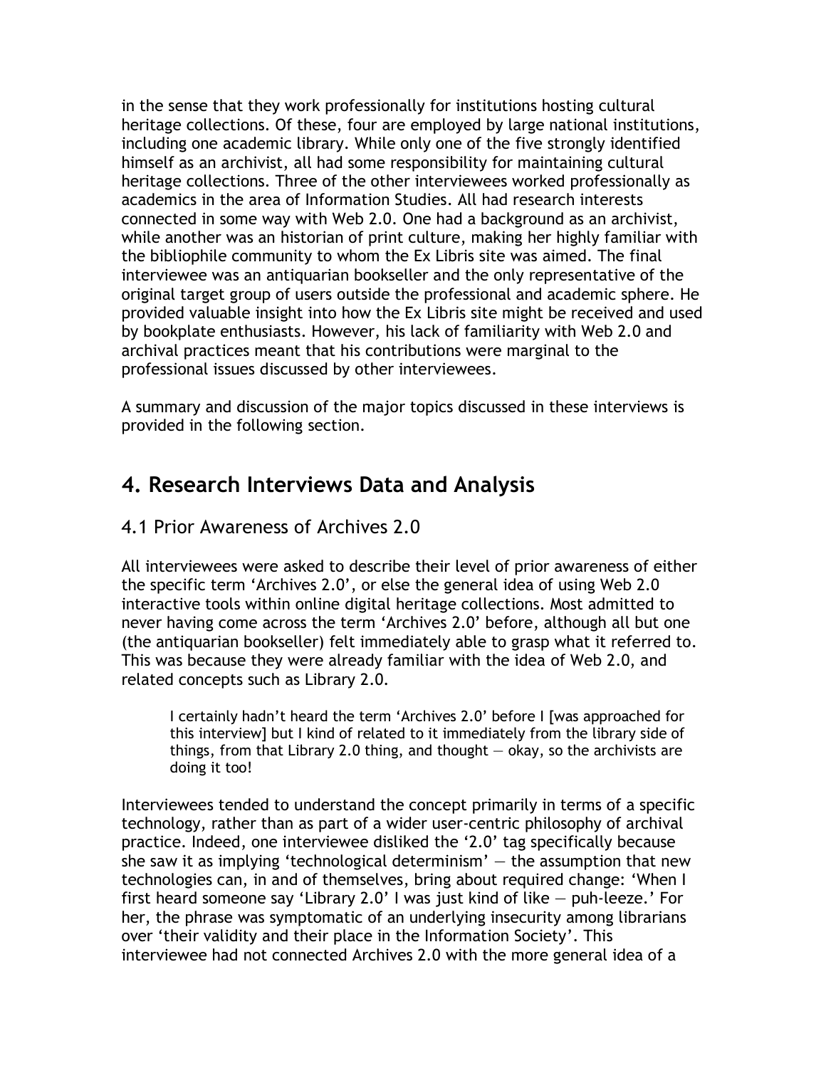in the sense that they work professionally for institutions hosting cultural heritage collections. Of these, four are employed by large national institutions, including one academic library. While only one of the five strongly identified himself as an archivist, all had some responsibility for maintaining cultural heritage collections. Three of the other interviewees worked professionally as academics in the area of Information Studies. All had research interests connected in some way with Web 2.0. One had a background as an archivist, while another was an historian of print culture, making her highly familiar with the bibliophile community to whom the Ex Libris site was aimed. The final interviewee was an antiquarian bookseller and the only representative of the original target group of users outside the professional and academic sphere. He provided valuable insight into how the Ex Libris site might be received and used by bookplate enthusiasts. However, his lack of familiarity with Web 2.0 and archival practices meant that his contributions were marginal to the professional issues discussed by other interviewees.

A summary and discussion of the major topics discussed in these interviews is provided in the following section.

## 4. Research Interviews Data and Analysis

### 4.1 Prior Awareness of Archives 2.0

All interviewees were asked to describe their level of prior awareness of either the specific term 'Archives 2.0', or else the general idea of using Web 2.0 interactive tools within online digital heritage collections. Most admitted to never having come across the term 'Archives 2.0' before, although all but one (the antiquarian bookseller) felt immediately able to grasp what it referred to. This was because they were already familiar with the idea of Web 2.0, and related concepts such as Library 2.0.

> I certainly hadn't heard the term 'Archives 2.0' before I [was approached for this interview] but I kind of related to it immediately from the library side of things, from that Library 2.0 thing, and thought — okay, so the archivists are doing it too!

Interviewees tended to understand the concept primarily in terms of a specific technology, rather than as part of a wider user-centric philosophy of archival practice. Indeed, one interviewee disliked the '2.0' tag specifically because she saw it as implying 'technological determinism' — the assumption that new technologies can, in and of themselves, bring about required change: 'When I first heard someone say 'Library 2.0' I was just kind of like — puh-leeze.' For her, the phrase was symptomatic of an underlying insecurity among librarians over 'their validity and their place in the Information Society'. This interviewee had not connected Archives 2.0 with the more general idea of a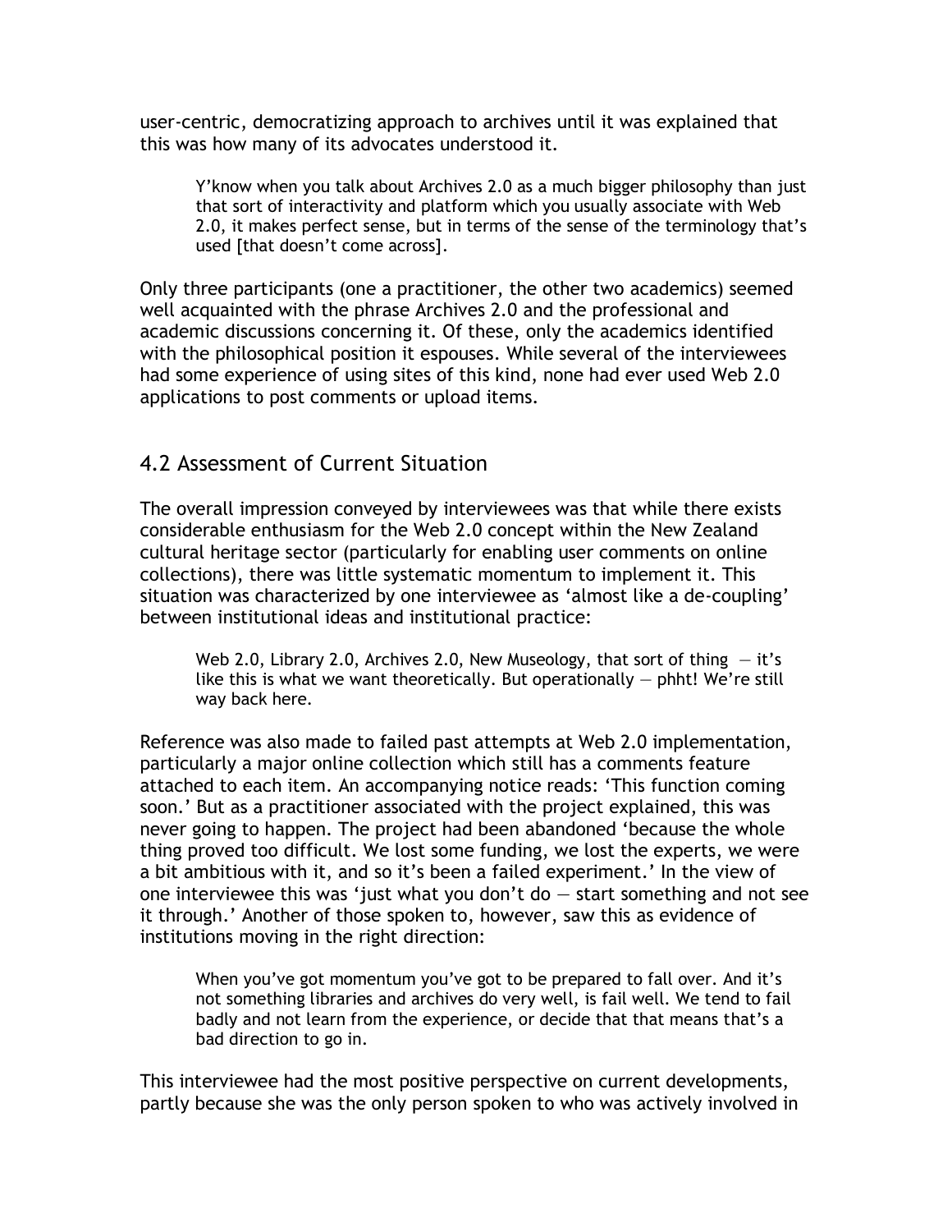user-centric, democratizing approach to archives until it was explained that this was how many of its advocates understood it.

> Y'know when you talk about Archives 2.0 as a much bigger philosophy than just that sort of interactivity and platform which you usually associate with Web 2.0, it makes perfect sense, but in terms of the sense of the terminology that's used [that doesn't come across].

Only three participants (one a practitioner, the other two academics) seemed well acquainted with the phrase Archives 2.0 and the professional and academic discussions concerning it. Of these, only the academics identified with the philosophical position it espouses. While several of the interviewees had some experience of using sites of this kind, none had ever used Web 2.0 applications to post comments or upload items.

## 4.2 Assessment of Current Situation

The overall impression conveyed by interviewees was that while there exists considerable enthusiasm for the Web 2.0 concept within the New Zealand cultural heritage sector (particularly for enabling user comments on online collections), there was little systematic momentum to implement it. This situation was characterized by one interviewee as 'almost like a de-coupling' between institutional ideas and institutional practice:

> Web 2.0, Library 2.0, Archives 2.0, New Museology, that sort of thing — it's like this is what we want theoretically. But operationally — phht! We're still way back here.

Reference was also made to failed past attempts at Web 2.0 implementation, particularly a major online collection which still has a comments feature attached to each item. An accompanying notice reads: 'This function coming soon.' But as a practitioner associated with the project explained, this was never going to happen. The project had been abandoned 'because the whole thing proved too difficult. We lost some funding, we lost the experts, we were a bit ambitious with it, and so it's been a failed experiment.' In the view of one interviewee this was 'just what you don't do — start something and not see it through.' Another of those spoken to, however, saw this as evidence of institutions moving in the right direction:

> When you've got momentum you've got to be prepared to fall over. And it's not something libraries and archives do very well, is fail well. We tend to fail badly and not learn from the experience, or decide that that means that's a bad direction to go in.

This interviewee had the most positive perspective on current developments, partly because she was the only person spoken to who was actively involved in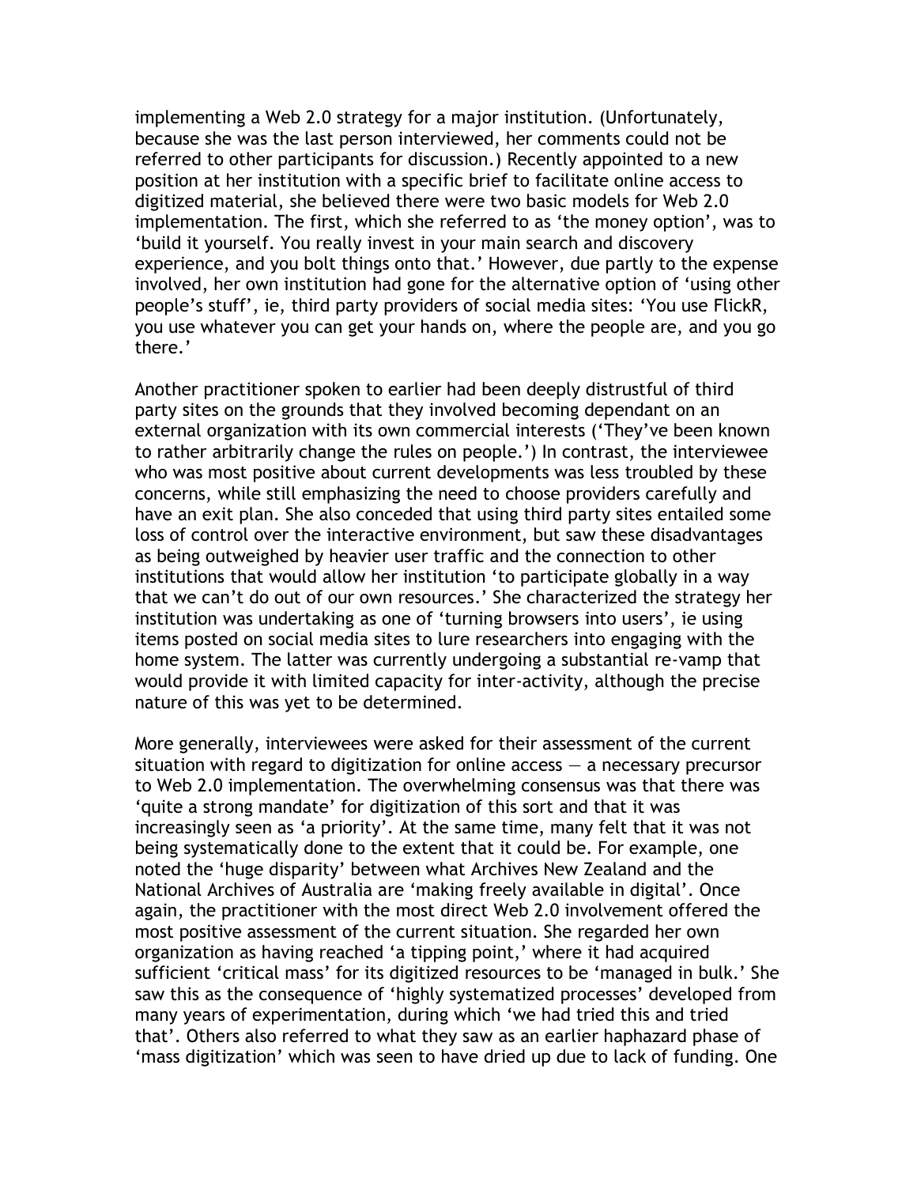implementing a Web 2.0 strategy for a major institution. (Unfortunately, because she was the last person interviewed, her comments could not be referred to other participants for discussion.) Recently appointed to a new position at her institution with a specific brief to facilitate online access to digitized material, she believed there were two basic models for Web 2.0 implementation. The first, which she referred to as 'the money option', was to 'build it yourself. You really invest in your main search and discovery experience, and you bolt things onto that.' However, due partly to the expense involved, her own institution had gone for the alternative option of 'using other people's stuff', ie, third party providers of social media sites: 'You use FlickR, you use whatever you can get your hands on, where the people are, and you go there.'

Another practitioner spoken to earlier had been deeply distrustful of third party sites on the grounds that they involved becoming dependant on an external organization with its own commercial interests ('They've been known to rather arbitrarily change the rules on people.') In contrast, the interviewee who was most positive about current developments was less troubled by these concerns, while still emphasizing the need to choose providers carefully and have an exit plan. She also conceded that using third party sites entailed some loss of control over the interactive environment, but saw these disadvantages as being outweighed by heavier user traffic and the connection to other institutions that would allow her institution 'to participate globally in a way that we can't do out of our own resources.' She characterized the strategy her institution was undertaking as one of 'turning browsers into users', ie using items posted on social media sites to lure researchers into engaging with the home system. The latter was currently undergoing a substantial re-vamp that would provide it with limited capacity for inter-activity, although the precise nature of this was yet to be determined.

More generally, interviewees were asked for their assessment of the current situation with regard to digitization for online access — a necessary precursor to Web 2.0 implementation. The overwhelming consensus was that there was 'quite a strong mandate' for digitization of this sort and that it was increasingly seen as 'a priority'. At the same time, many felt that it was not being systematically done to the extent that it could be. For example, one noted the 'huge disparity' between what Archives New Zealand and the National Archives of Australia are 'making freely available in digital'. Once again, the practitioner with the most direct Web 2.0 involvement offered the most positive assessment of the current situation. She regarded her own organization as having reached 'a tipping point,' where it had acquired sufficient 'critical mass' for its digitized resources to be 'managed in bulk.' She saw this as the consequence of 'highly systematized processes' developed from many years of experimentation, during which 'we had tried this and tried that'. Others also referred to what they saw as an earlier haphazard phase of 'mass digitization' which was seen to have dried up due to lack of funding. One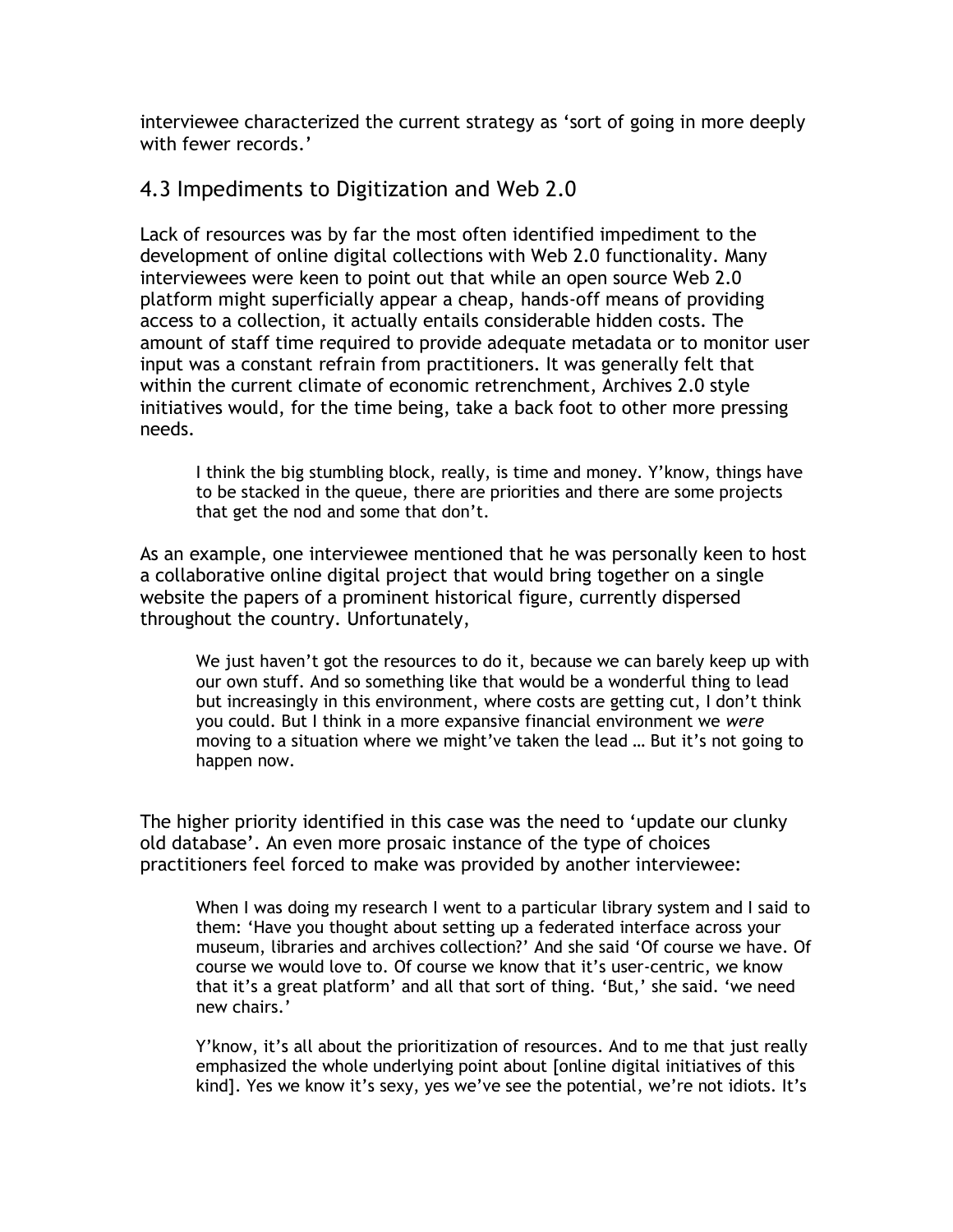interviewee characterized the current strategy as 'sort of going in more deeply with fewer records.'

## 4.3 Impediments to Digitization and Web 2.0

Lack of resources was by far the most often identified impediment to the development of online digital collections with Web 2.0 functionality. Many interviewees were keen to point out that while an open source Web 2.0 platform might superficially appear a cheap, hands-off means of providing access to a collection, it actually entails considerable hidden costs. The amount of staff time required to provide adequate metadata or to monitor user input was a constant refrain from practitioners. It was generally felt that within the current climate of economic retrenchment, Archives 2.0 style initiatives would, for the time being, take a back foot to other more pressing needs.

> I think the big stumbling block, really, is time and money. Y'know, things have to be stacked in the queue, there are priorities and there are some projects that get the nod and some that don't.

As an example, one interviewee mentioned that he was personally keen to host a collaborative online digital project that would bring together on a single website the papers of a prominent historical figure, currently dispersed throughout the country. Unfortunately,

> We just haven't got the resources to do it, because we can barely keep up with our own stuff. And so something like that would be a wonderful thing to lead but increasingly in this environment, where costs are getting cut, I don't think you could. But I think in a more expansive financial environment we *were* moving to a situation where we might've taken the lead … But it's not going to happen now.

The higher priority identified in this case was the need to 'update our clunky old database'. An even more prosaic instance of the type of choices practitioners feel forced to make was provided by another interviewee:

> When I was doing my research I went to a particular library system and I said to them: 'Have you thought about setting up a federated interface across your museum, libraries and archives collection?' And she said 'Of course we have. Of course we would love to. Of course we know that it's user-centric, we know that it's a great platform' and all that sort of thing. 'But,' she said. 'we need new chairs.'
>
> Y'know, it's all about the prioritization of resources. And to me that just really emphasized the whole underlying point about [online digital initiatives of this kind]. Yes we know it's sexy, yes we've see the potential, we're not idiots. It's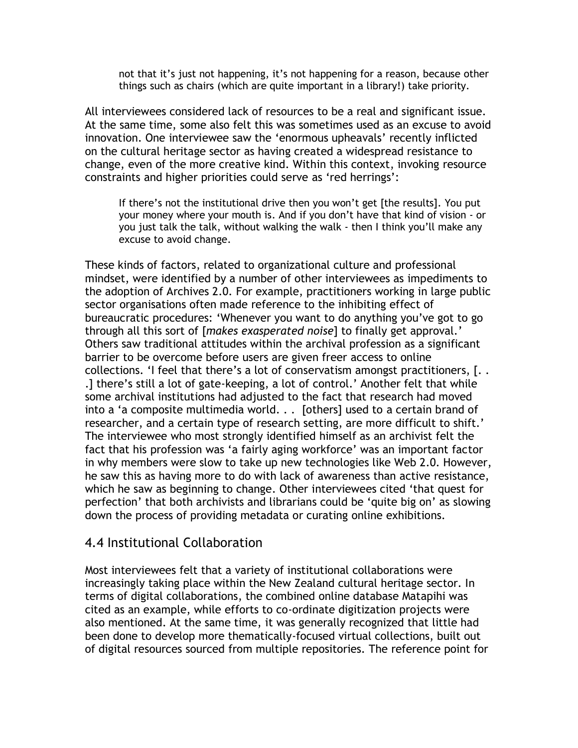> not that it's just not happening, it's not happening for a reason, because other things such as chairs (which are quite important in a library!) take priority.

All interviewees considered lack of resources to be a real and significant issue. At the same time, some also felt this was sometimes used as an excuse to avoid innovation. One interviewee saw the 'enormous upheavals' recently inflicted on the cultural heritage sector as having created a widespread resistance to change, even of the more creative kind. Within this context, invoking resource constraints and higher priorities could serve as 'red herrings':

> If there's not the institutional drive then you won't get [the results]. You put your money where your mouth is. And if you don't have that kind of vision - or you just talk the talk, without walking the walk - then I think you'll make any excuse to avoid change.

These kinds of factors, related to organizational culture and professional mindset, were identified by a number of other interviewees as impediments to the adoption of Archives 2.0. For example, practitioners working in large public sector organisations often made reference to the inhibiting effect of bureaucratic procedures: 'Whenever you want to do anything you've got to go through all this sort of [*makes exasperated noise*] to finally get approval.' Others saw traditional attitudes within the archival profession as a significant barrier to be overcome before users are given freer access to online collections. 'I feel that there's a lot of conservatism amongst practitioners, [. . .] there's still a lot of gate-keeping, a lot of control.' Another felt that while some archival institutions had adjusted to the fact that research had moved into a 'a composite multimedia world. . . [others] used to a certain brand of researcher, and a certain type of research setting, are more difficult to shift.' The interviewee who most strongly identified himself as an archivist felt the fact that his profession was 'a fairly aging workforce' was an important factor in why members were slow to take up new technologies like Web 2.0. However, he saw this as having more to do with lack of awareness than active resistance, which he saw as beginning to change. Other interviewees cited 'that quest for perfection' that both archivists and librarians could be 'quite big on' as slowing down the process of providing metadata or curating online exhibitions.

## 4.4 Institutional Collaboration

Most interviewees felt that a variety of institutional collaborations were increasingly taking place within the New Zealand cultural heritage sector. In terms of digital collaborations, the combined online database Matapihi was cited as an example, while efforts to co-ordinate digitization projects were also mentioned. At the same time, it was generally recognized that little had been done to develop more thematically-focused virtual collections, built out of digital resources sourced from multiple repositories. The reference point for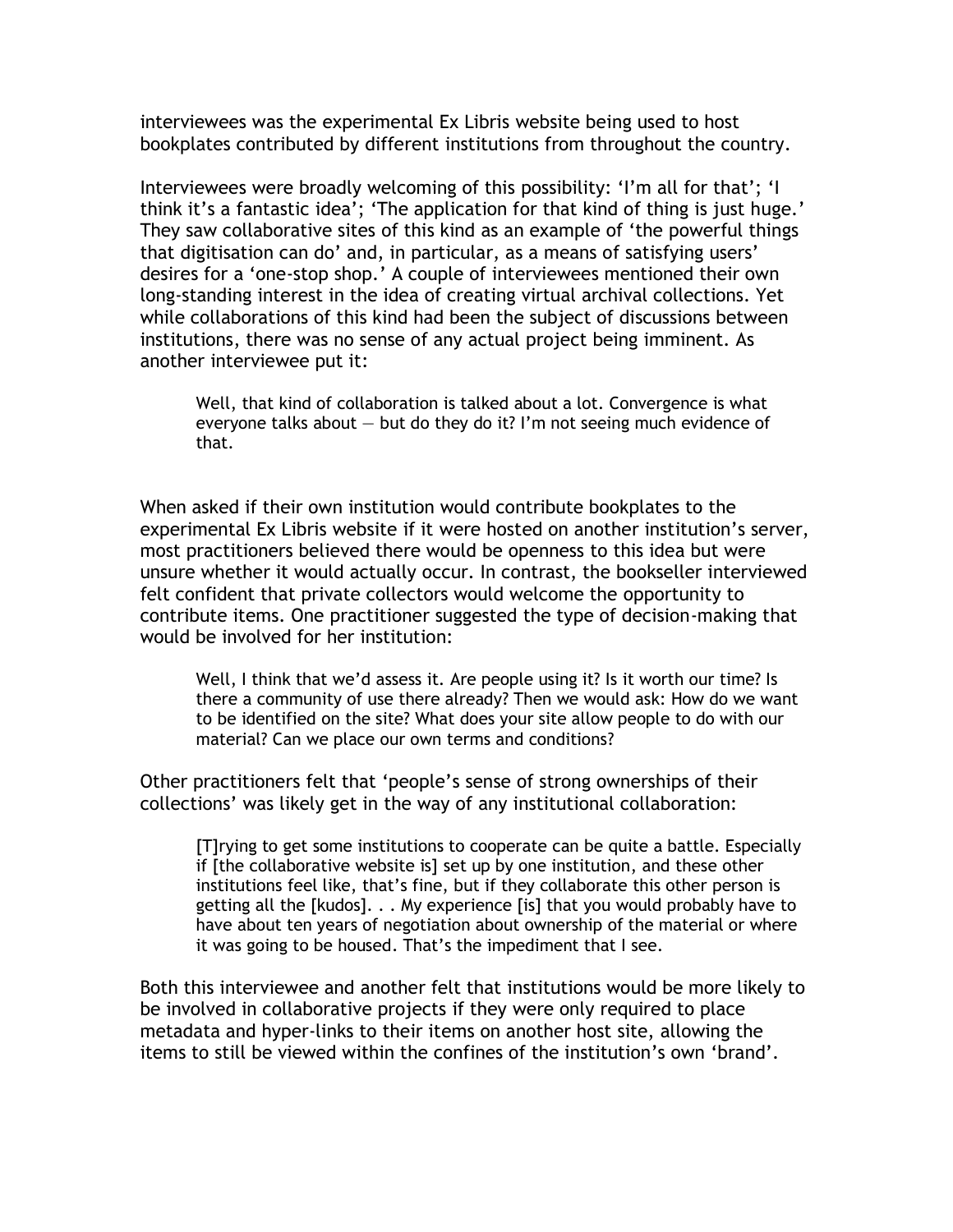interviewees was the experimental Ex Libris website being used to host bookplates contributed by different institutions from throughout the country.

Interviewees were broadly welcoming of this possibility: 'I'm all for that'; 'I think it's a fantastic idea'; 'The application for that kind of thing is just huge.' They saw collaborative sites of this kind as an example of 'the powerful things that digitisation can do' and, in particular, as a means of satisfying users' desires for a 'one-stop shop.' A couple of interviewees mentioned their own long-standing interest in the idea of creating virtual archival collections. Yet while collaborations of this kind had been the subject of discussions between institutions, there was no sense of any actual project being imminent. As another interviewee put it:

> Well, that kind of collaboration is talked about a lot. Convergence is what everyone talks about — but do they do it? I'm not seeing much evidence of that.

When asked if their own institution would contribute bookplates to the experimental Ex Libris website if it were hosted on another institution's server, most practitioners believed there would be openness to this idea but were unsure whether it would actually occur. In contrast, the bookseller interviewed felt confident that private collectors would welcome the opportunity to contribute items. One practitioner suggested the type of decision-making that would be involved for her institution:

> Well, I think that we'd assess it. Are people using it? Is it worth our time? Is there a community of use there already? Then we would ask: How do we want to be identified on the site? What does your site allow people to do with our material? Can we place our own terms and conditions?

Other practitioners felt that 'people's sense of strong ownerships of their collections' was likely get in the way of any institutional collaboration:

> [T]rying to get some institutions to cooperate can be quite a battle. Especially if [the collaborative website is] set up by one institution, and these other institutions feel like, that's fine, but if they collaborate this other person is getting all the [kudos]. . . My experience [is] that you would probably have to have about ten years of negotiation about ownership of the material or where it was going to be housed. That's the impediment that I see.

Both this interviewee and another felt that institutions would be more likely to be involved in collaborative projects if they were only required to place metadata and hyper-links to their items on another host site, allowing the items to still be viewed within the confines of the institution's own 'brand'.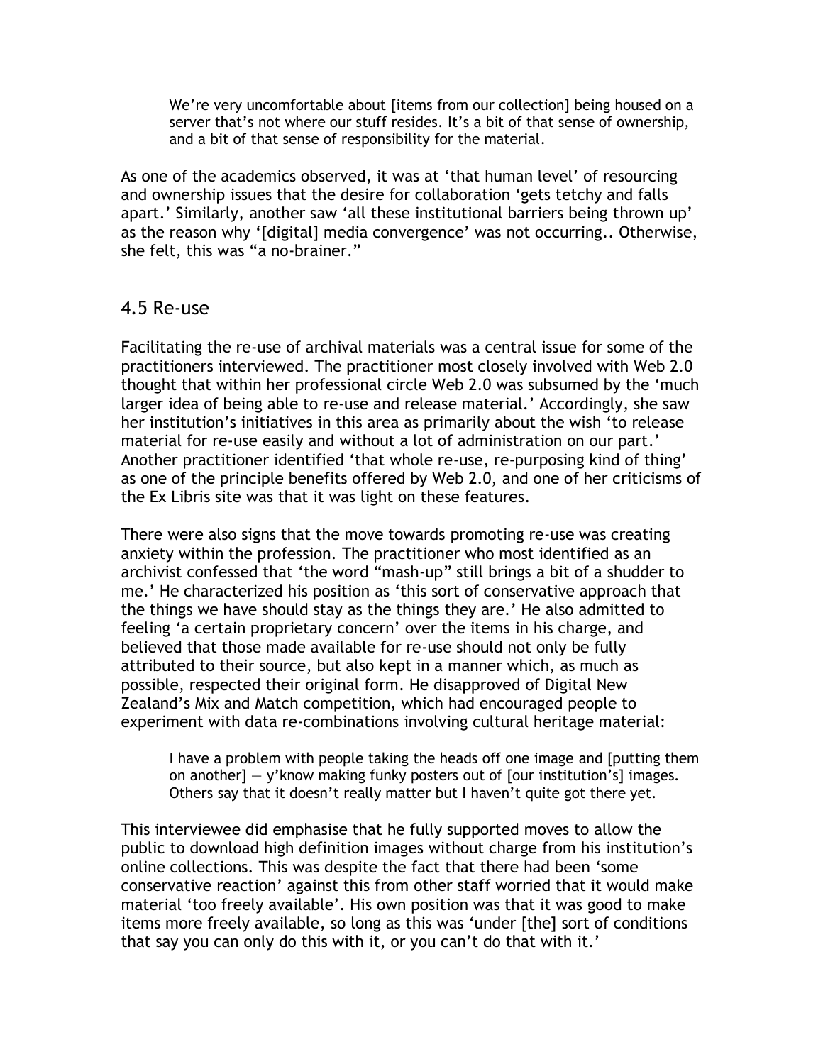> We're very uncomfortable about [items from our collection] being housed on a server that's not where our stuff resides. It's a bit of that sense of ownership, and a bit of that sense of responsibility for the material.

As one of the academics observed, it was at 'that human level' of resourcing and ownership issues that the desire for collaboration 'gets tetchy and falls apart.' Similarly, another saw 'all these institutional barriers being thrown up' as the reason why '[digital] media convergence' was not occurring.. Otherwise, she felt, this was "a no-brainer."

## 4.5 Re-use

Facilitating the re-use of archival materials was a central issue for some of the practitioners interviewed. The practitioner most closely involved with Web 2.0 thought that within her professional circle Web 2.0 was subsumed by the 'much larger idea of being able to re-use and release material.' Accordingly, she saw her institution's initiatives in this area as primarily about the wish 'to release material for re-use easily and without a lot of administration on our part.' Another practitioner identified 'that whole re-use, re-purposing kind of thing' as one of the principle benefits offered by Web 2.0, and one of her criticisms of the Ex Libris site was that it was light on these features.

There were also signs that the move towards promoting re-use was creating anxiety within the profession. The practitioner who most identified as an archivist confessed that 'the word "mash-up" still brings a bit of a shudder to me.' He characterized his position as 'this sort of conservative approach that the things we have should stay as the things they are.' He also admitted to feeling 'a certain proprietary concern' over the items in his charge, and believed that those made available for re-use should not only be fully attributed to their source, but also kept in a manner which, as much as possible, respected their original form. He disapproved of Digital New Zealand's Mix and Match competition, which had encouraged people to experiment with data re-combinations involving cultural heritage material:

> I have a problem with people taking the heads off one image and [putting them on another] — y'know making funky posters out of [our institution's] images. Others say that it doesn't really matter but I haven't quite got there yet.

This interviewee did emphasise that he fully supported moves to allow the public to download high definition images without charge from his institution's online collections. This was despite the fact that there had been 'some conservative reaction' against this from other staff worried that it would make material 'too freely available'. His own position was that it was good to make items more freely available, so long as this was 'under [the] sort of conditions that say you can only do this with it, or you can't do that with it.'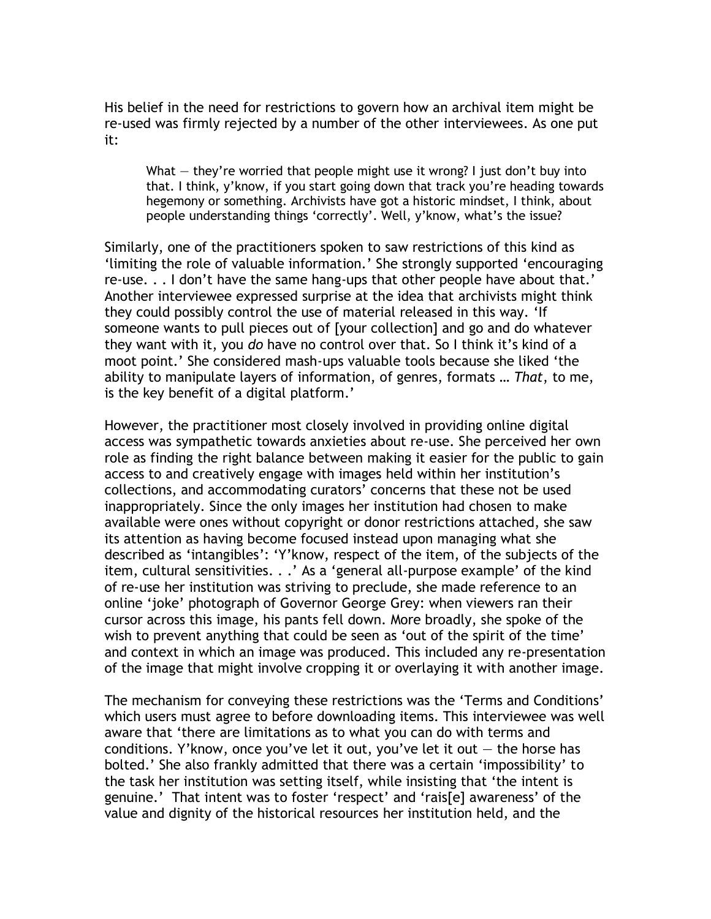His belief in the need for restrictions to govern how an archival item might be re-used was firmly rejected by a number of the other interviewees. As one put it:

> What — they're worried that people might use it wrong? I just don't buy into that. I think, y'know, if you start going down that track you're heading towards hegemony or something. Archivists have got a historic mindset, I think, about people understanding things 'correctly'. Well, y'know, what's the issue?

Similarly, one of the practitioners spoken to saw restrictions of this kind as 'limiting the role of valuable information.' She strongly supported 'encouraging re-use. . . I don't have the same hang-ups that other people have about that.' Another interviewee expressed surprise at the idea that archivists might think they could possibly control the use of material released in this way. 'If someone wants to pull pieces out of [your collection] and go and do whatever they want with it, you *do* have no control over that. So I think it's kind of a moot point.' She considered mash-ups valuable tools because she liked 'the ability to manipulate layers of information, of genres, formats … *That*, to me, is the key benefit of a digital platform.'

However, the practitioner most closely involved in providing online digital access was sympathetic towards anxieties about re-use. She perceived her own role as finding the right balance between making it easier for the public to gain access to and creatively engage with images held within her institution's collections, and accommodating curators' concerns that these not be used inappropriately. Since the only images her institution had chosen to make available were ones without copyright or donor restrictions attached, she saw its attention as having become focused instead upon managing what she described as 'intangibles': 'Y'know, respect of the item, of the subjects of the item, cultural sensitivities. . .' As a 'general all-purpose example' of the kind of re-use her institution was striving to preclude, she made reference to an online 'joke' photograph of Governor George Grey: when viewers ran their cursor across this image, his pants fell down. More broadly, she spoke of the wish to prevent anything that could be seen as 'out of the spirit of the time' and context in which an image was produced. This included any re-presentation of the image that might involve cropping it or overlaying it with another image.

The mechanism for conveying these restrictions was the 'Terms and Conditions' which users must agree to before downloading items. This interviewee was well aware that 'there are limitations as to what you can do with terms and conditions. Y'know, once you've let it out, you've let it out — the horse has bolted.' She also frankly admitted that there was a certain 'impossibility' to the task her institution was setting itself, while insisting that 'the intent is genuine.' That intent was to foster 'respect' and 'rais[e] awareness' of the value and dignity of the historical resources her institution held, and the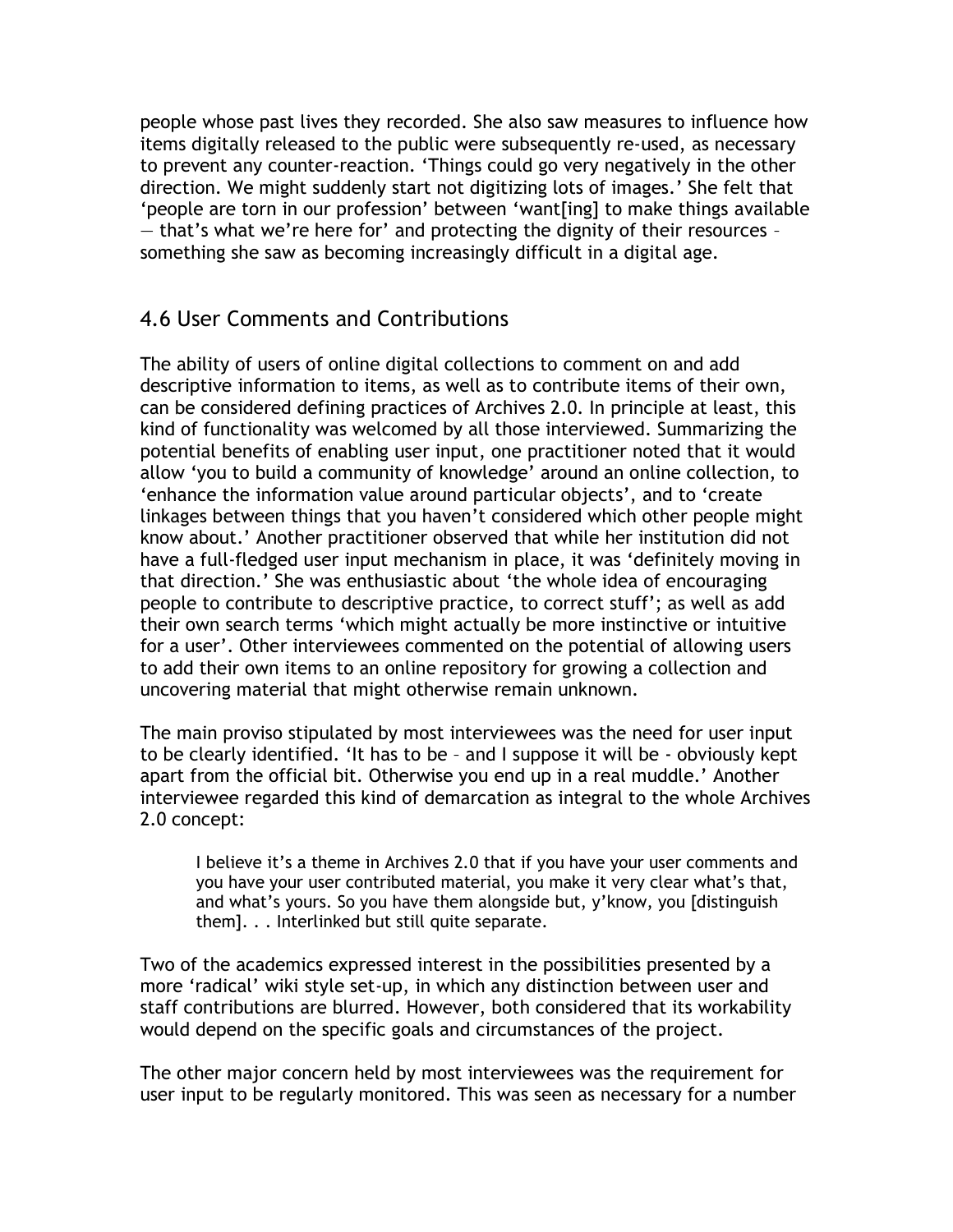people whose past lives they recorded. She also saw measures to influence how items digitally released to the public were subsequently re-used, as necessary to prevent any counter-reaction. 'Things could go very negatively in the other direction. We might suddenly start not digitizing lots of images.' She felt that 'people are torn in our profession' between 'want[ing] to make things available — that's what we're here for' and protecting the dignity of their resources – something she saw as becoming increasingly difficult in a digital age.

## 4.6 User Comments and Contributions

The ability of users of online digital collections to comment on and add descriptive information to items, as well as to contribute items of their own, can be considered defining practices of Archives 2.0. In principle at least, this kind of functionality was welcomed by all those interviewed. Summarizing the potential benefits of enabling user input, one practitioner noted that it would allow 'you to build a community of knowledge' around an online collection, to 'enhance the information value around particular objects', and to 'create linkages between things that you haven't considered which other people might know about.' Another practitioner observed that while her institution did not have a full-fledged user input mechanism in place, it was 'definitely moving in that direction.' She was enthusiastic about 'the whole idea of encouraging people to contribute to descriptive practice, to correct stuff'; as well as add their own search terms 'which might actually be more instinctive or intuitive for a user'. Other interviewees commented on the potential of allowing users to add their own items to an online repository for growing a collection and uncovering material that might otherwise remain unknown.

The main proviso stipulated by most interviewees was the need for user input to be clearly identified. 'It has to be – and I suppose it will be - obviously kept apart from the official bit. Otherwise you end up in a real muddle.' Another interviewee regarded this kind of demarcation as integral to the whole Archives 2.0 concept:

> I believe it's a theme in Archives 2.0 that if you have your user comments and you have your user contributed material, you make it very clear what's that, and what's yours. So you have them alongside but, y'know, you [distinguish them]. . . Interlinked but still quite separate.

Two of the academics expressed interest in the possibilities presented by a more 'radical' wiki style set-up, in which any distinction between user and staff contributions are blurred. However, both considered that its workability would depend on the specific goals and circumstances of the project.

The other major concern held by most interviewees was the requirement for user input to be regularly monitored. This was seen as necessary for a number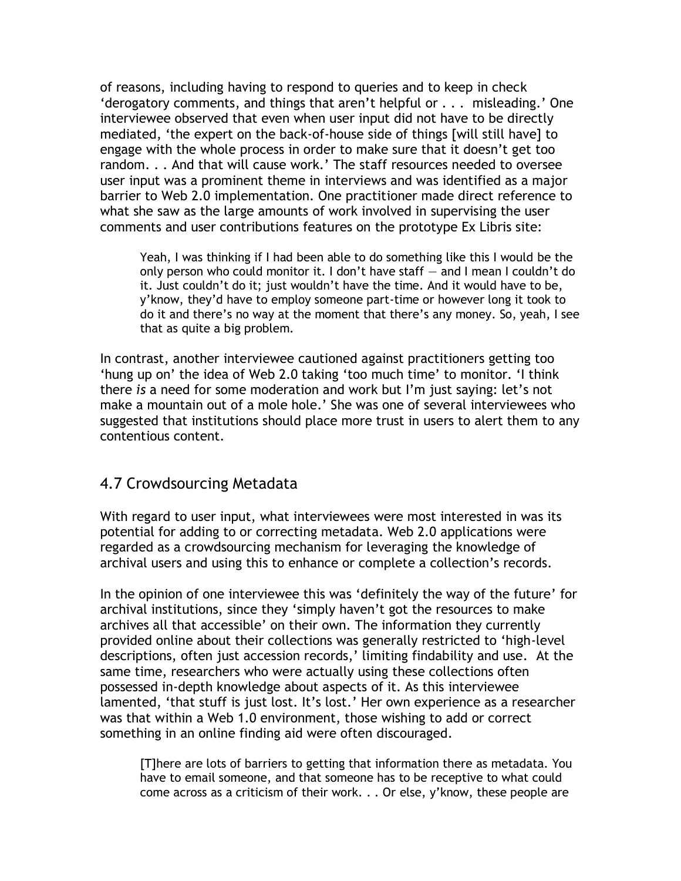of reasons, including having to respond to queries and to keep in check 'derogatory comments, and things that aren't helpful or . . . misleading.' One interviewee observed that even when user input did not have to be directly mediated, 'the expert on the back-of-house side of things [will still have] to engage with the whole process in order to make sure that it doesn't get too random. . . And that will cause work.' The staff resources needed to oversee user input was a prominent theme in interviews and was identified as a major barrier to Web 2.0 implementation. One practitioner made direct reference to what she saw as the large amounts of work involved in supervising the user comments and user contributions features on the prototype Ex Libris site:

> Yeah, I was thinking if I had been able to do something like this I would be the only person who could monitor it. I don't have staff — and I mean I couldn't do it. Just couldn't do it; just wouldn't have the time. And it would have to be, y'know, they'd have to employ someone part-time or however long it took to do it and there's no way at the moment that there's any money. So, yeah, I see that as quite a big problem.

In contrast, another interviewee cautioned against practitioners getting too 'hung up on' the idea of Web 2.0 taking 'too much time' to monitor. 'I think there *is* a need for some moderation and work but I'm just saying: let's not make a mountain out of a mole hole.' She was one of several interviewees who suggested that institutions should place more trust in users to alert them to any contentious content.

## 4.7 Crowdsourcing Metadata

With regard to user input, what interviewees were most interested in was its potential for adding to or correcting metadata. Web 2.0 applications were regarded as a crowdsourcing mechanism for leveraging the knowledge of archival users and using this to enhance or complete a collection's records.

In the opinion of one interviewee this was 'definitely the way of the future' for archival institutions, since they 'simply haven't got the resources to make archives all that accessible' on their own. The information they currently provided online about their collections was generally restricted to 'high-level descriptions, often just accession records,' limiting findability and use. At the same time, researchers who were actually using these collections often possessed in-depth knowledge about aspects of it. As this interviewee lamented, 'that stuff is just lost. It's lost.' Her own experience as a researcher was that within a Web 1.0 environment, those wishing to add or correct something in an online finding aid were often discouraged.

> [T]here are lots of barriers to getting that information there as metadata. You have to email someone, and that someone has to be receptive to what could come across as a criticism of their work. . . Or else, y'know, these people are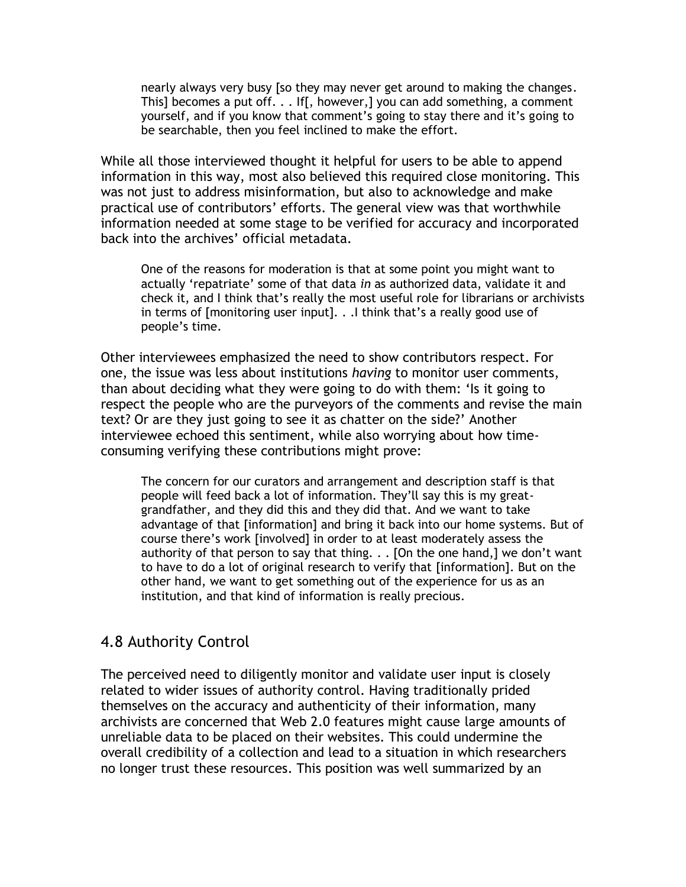> nearly always very busy [so they may never get around to making the changes. This] becomes a put off. . . If[, however,] you can add something, a comment yourself, and if you know that comment's going to stay there and it's going to be searchable, then you feel inclined to make the effort.

While all those interviewed thought it helpful for users to be able to append information in this way, most also believed this required close monitoring. This was not just to address misinformation, but also to acknowledge and make practical use of contributors' efforts. The general view was that worthwhile information needed at some stage to be verified for accuracy and incorporated back into the archives' official metadata.

> One of the reasons for moderation is that at some point you might want to actually 'repatriate' some of that data *in* as authorized data, validate it and check it, and I think that's really the most useful role for librarians or archivists in terms of [monitoring user input]. . .I think that's a really good use of people's time.

Other interviewees emphasized the need to show contributors respect. For one, the issue was less about institutions *having* to monitor user comments, than about deciding what they were going to do with them: 'Is it going to respect the people who are the purveyors of the comments and revise the main text? Or are they just going to see it as chatter on the side?' Another interviewee echoed this sentiment, while also worrying about how time-consuming verifying these contributions might prove:

> The concern for our curators and arrangement and description staff is that people will feed back a lot of information. They'll say this is my great-grandfather, and they did this and they did that. And we want to take advantage of that [information] and bring it back into our home systems. But of course there's work [involved] in order to at least moderately assess the authority of that person to say that thing. . . [On the one hand,] we don't want to have to do a lot of original research to verify that [information]. But on the other hand, we want to get something out of the experience for us as an institution, and that kind of information is really precious.

## 4.8 Authority Control

The perceived need to diligently monitor and validate user input is closely related to wider issues of authority control. Having traditionally prided themselves on the accuracy and authenticity of their information, many archivists are concerned that Web 2.0 features might cause large amounts of unreliable data to be placed on their websites. This could undermine the overall credibility of a collection and lead to a situation in which researchers no longer trust these resources. This position was well summarized by an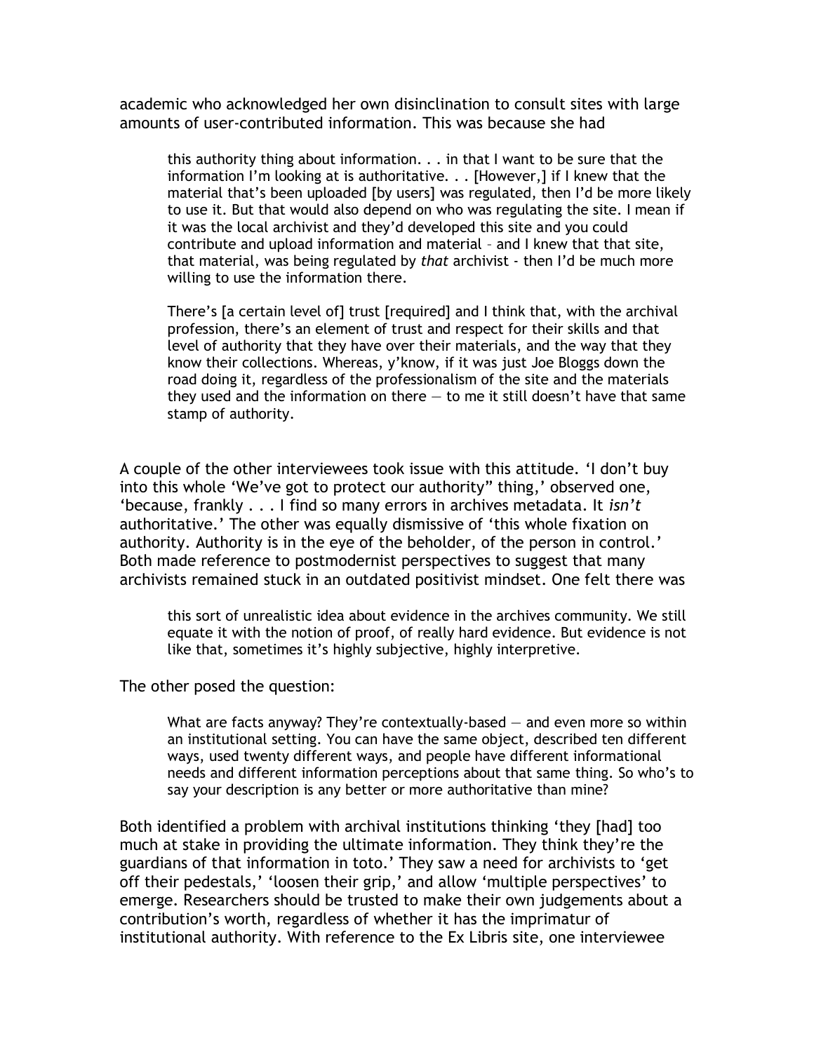academic who acknowledged her own disinclination to consult sites with large amounts of user-contributed information. This was because she had

> this authority thing about information. . . in that I want to be sure that the information I'm looking at is authoritative. . . [However,] if I knew that the material that's been uploaded [by users] was regulated, then I'd be more likely to use it. But that would also depend on who was regulating the site. I mean if it was the local archivist and they'd developed this site and you could contribute and upload information and material – and I knew that that site, that material, was being regulated by *that* archivist - then I'd be much more willing to use the information there.
>
> There's [a certain level of] trust [required] and I think that, with the archival profession, there's an element of trust and respect for their skills and that level of authority that they have over their materials, and the way that they know their collections. Whereas, y'know, if it was just Joe Bloggs down the road doing it, regardless of the professionalism of the site and the materials they used and the information on there — to me it still doesn't have that same stamp of authority.

A couple of the other interviewees took issue with this attitude. 'I don't buy into this whole 'We've got to protect our authority" thing,' observed one, 'because, frankly . . . I find so many errors in archives metadata. It *isn't* authoritative.' The other was equally dismissive of 'this whole fixation on authority. Authority is in the eye of the beholder, of the person in control.' Both made reference to postmodernist perspectives to suggest that many archivists remained stuck in an outdated positivist mindset. One felt there was

> this sort of unrealistic idea about evidence in the archives community. We still equate it with the notion of proof, of really hard evidence. But evidence is not like that, sometimes it's highly subjective, highly interpretive.

The other posed the question:

> What are facts anyway? They're contextually-based — and even more so within an institutional setting. You can have the same object, described ten different ways, used twenty different ways, and people have different informational needs and different information perceptions about that same thing. So who's to say your description is any better or more authoritative than mine?

Both identified a problem with archival institutions thinking 'they [had] too much at stake in providing the ultimate information. They think they're the guardians of that information in toto.' They saw a need for archivists to 'get off their pedestals,' 'loosen their grip,' and allow 'multiple perspectives' to emerge. Researchers should be trusted to make their own judgements about a contribution's worth, regardless of whether it has the imprimatur of institutional authority. With reference to the Ex Libris site, one interviewee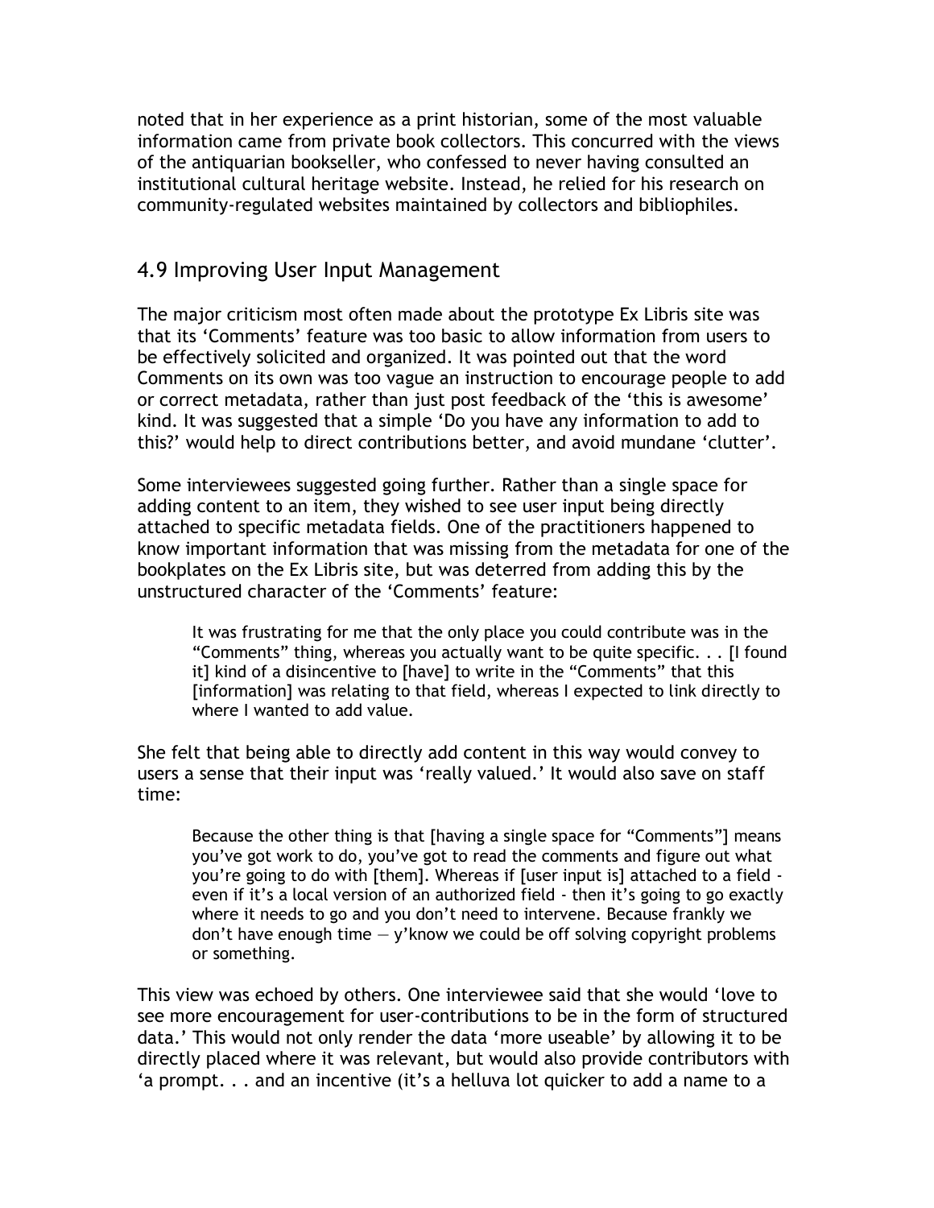noted that in her experience as a print historian, some of the most valuable information came from private book collectors. This concurred with the views of the antiquarian bookseller, who confessed to never having consulted an institutional cultural heritage website. Instead, he relied for his research on community-regulated websites maintained by collectors and bibliophiles.

## 4.9 Improving User Input Management

The major criticism most often made about the prototype Ex Libris site was that its 'Comments' feature was too basic to allow information from users to be effectively solicited and organized. It was pointed out that the word Comments on its own was too vague an instruction to encourage people to add or correct metadata, rather than just post feedback of the 'this is awesome' kind. It was suggested that a simple 'Do you have any information to add to this?' would help to direct contributions better, and avoid mundane 'clutter'.

Some interviewees suggested going further. Rather than a single space for adding content to an item, they wished to see user input being directly attached to specific metadata fields. One of the practitioners happened to know important information that was missing from the metadata for one of the bookplates on the Ex Libris site, but was deterred from adding this by the unstructured character of the 'Comments' feature:

> It was frustrating for me that the only place you could contribute was in the "Comments" thing, whereas you actually want to be quite specific. . . [I found it] kind of a disincentive to [have] to write in the "Comments" that this [information] was relating to that field, whereas I expected to link directly to where I wanted to add value.

She felt that being able to directly add content in this way would convey to users a sense that their input was 'really valued.' It would also save on staff time:

> Because the other thing is that [having a single space for "Comments"] means you've got work to do, you've got to read the comments and figure out what you're going to do with [them]. Whereas if [user input is] attached to a field - even if it's a local version of an authorized field - then it's going to go exactly where it needs to go and you don't need to intervene. Because frankly we don't have enough time — y'know we could be off solving copyright problems or something.

This view was echoed by others. One interviewee said that she would 'love to see more encouragement for user-contributions to be in the form of structured data.' This would not only render the data 'more useable' by allowing it to be directly placed where it was relevant, but would also provide contributors with 'a prompt. . . and an incentive (it's a helluva lot quicker to add a name to a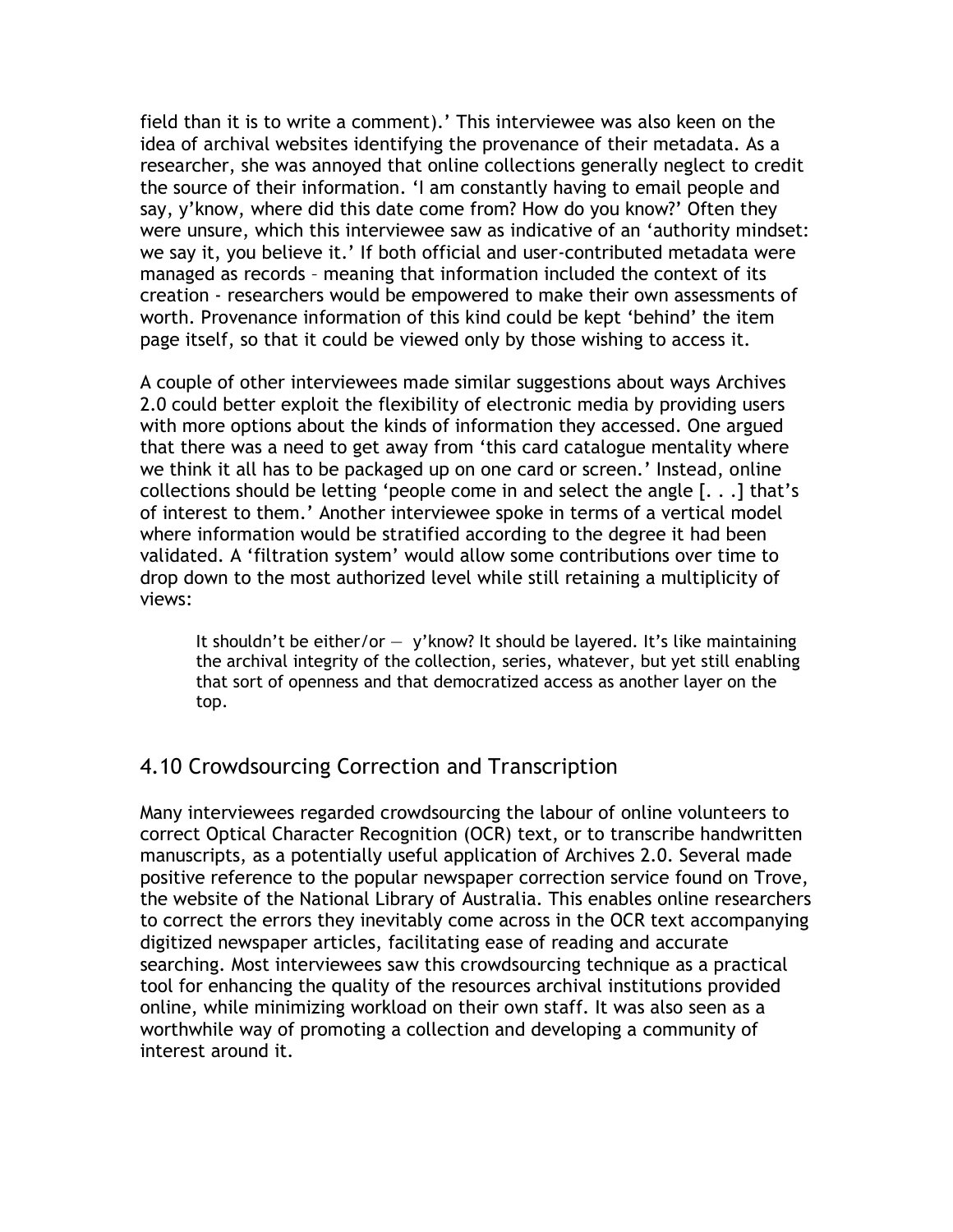field than it is to write a comment).' This interviewee was also keen on the idea of archival websites identifying the provenance of their metadata. As a researcher, she was annoyed that online collections generally neglect to credit the source of their information. 'I am constantly having to email people and say, y'know, where did this date come from? How do you know?' Often they were unsure, which this interviewee saw as indicative of an 'authority mindset: we say it, you believe it.' If both official and user-contributed metadata were managed as records – meaning that information included the context of its creation - researchers would be empowered to make their own assessments of worth. Provenance information of this kind could be kept 'behind' the item page itself, so that it could be viewed only by those wishing to access it.

A couple of other interviewees made similar suggestions about ways Archives 2.0 could better exploit the flexibility of electronic media by providing users with more options about the kinds of information they accessed. One argued that there was a need to get away from 'this card catalogue mentality where we think it all has to be packaged up on one card or screen.' Instead, online collections should be letting 'people come in and select the angle [. . .] that's of interest to them.' Another interviewee spoke in terms of a vertical model where information would be stratified according to the degree it had been validated. A 'filtration system' would allow some contributions over time to drop down to the most authorized level while still retaining a multiplicity of views:

> It shouldn't be either/or — y'know? It should be layered. It's like maintaining the archival integrity of the collection, series, whatever, but yet still enabling that sort of openness and that democratized access as another layer on the top.

## 4.10 Crowdsourcing Correction and Transcription

Many interviewees regarded crowdsourcing the labour of online volunteers to correct Optical Character Recognition (OCR) text, or to transcribe handwritten manuscripts, as a potentially useful application of Archives 2.0. Several made positive reference to the popular newspaper correction service found on Trove, the website of the National Library of Australia. This enables online researchers to correct the errors they inevitably come across in the OCR text accompanying digitized newspaper articles, facilitating ease of reading and accurate searching. Most interviewees saw this crowdsourcing technique as a practical tool for enhancing the quality of the resources archival institutions provided online, while minimizing workload on their own staff. It was also seen as a worthwhile way of promoting a collection and developing a community of interest around it.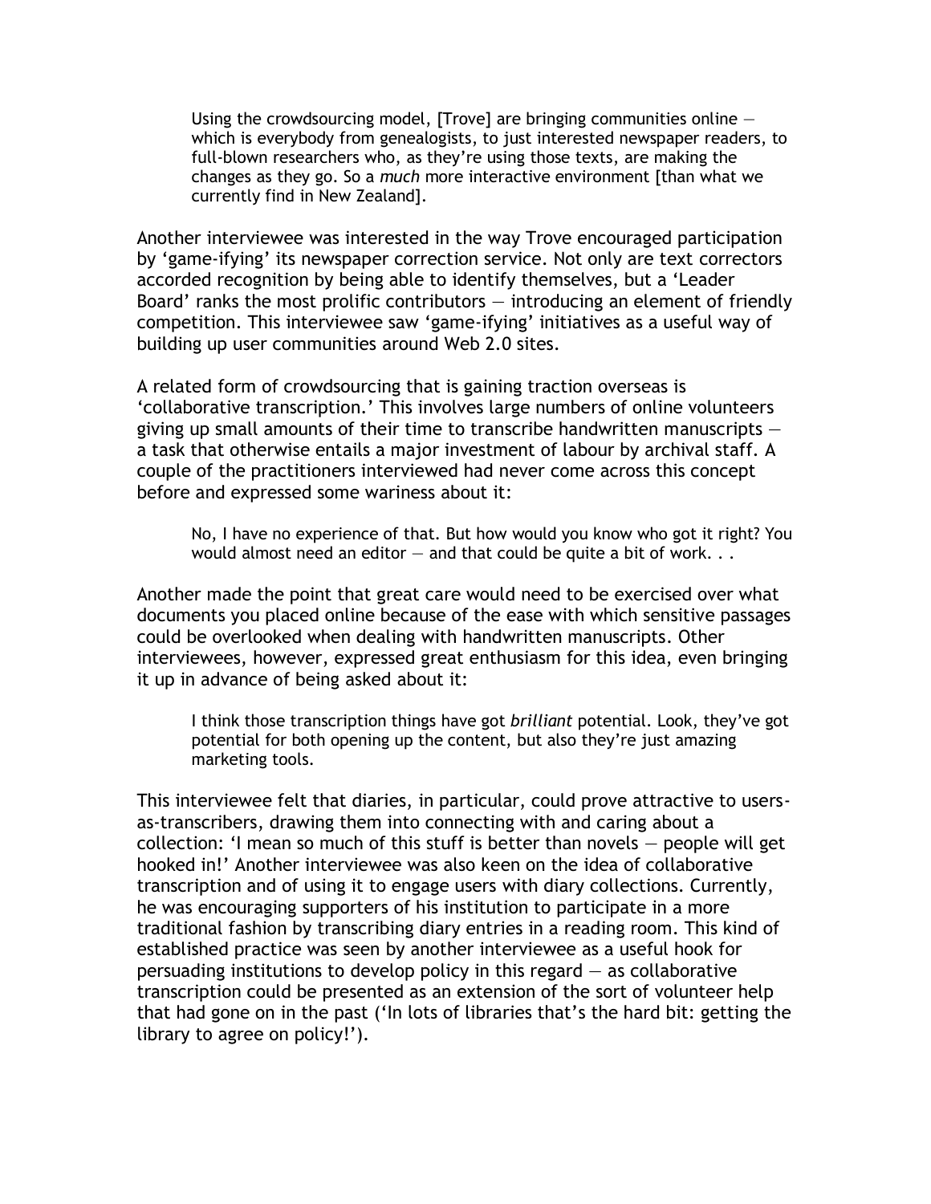> Using the crowdsourcing model, [Trove] are bringing communities online — which is everybody from genealogists, to just interested newspaper readers, to full-blown researchers who, as they're using those texts, are making the changes as they go. So a *much* more interactive environment [than what we currently find in New Zealand].

Another interviewee was interested in the way Trove encouraged participation by 'game-ifying' its newspaper correction service. Not only are text correctors accorded recognition by being able to identify themselves, but a 'Leader Board' ranks the most prolific contributors — introducing an element of friendly competition. This interviewee saw 'game-ifying' initiatives as a useful way of building up user communities around Web 2.0 sites.

A related form of crowdsourcing that is gaining traction overseas is 'collaborative transcription.' This involves large numbers of online volunteers giving up small amounts of their time to transcribe handwritten manuscripts — a task that otherwise entails a major investment of labour by archival staff. A couple of the practitioners interviewed had never come across this concept before and expressed some wariness about it:

> No, I have no experience of that. But how would you know who got it right? You would almost need an editor — and that could be quite a bit of work. . .

Another made the point that great care would need to be exercised over what documents you placed online because of the ease with which sensitive passages could be overlooked when dealing with handwritten manuscripts. Other interviewees, however, expressed great enthusiasm for this idea, even bringing it up in advance of being asked about it:

> I think those transcription things have got *brilliant* potential. Look, they've got potential for both opening up the content, but also they're just amazing marketing tools.

This interviewee felt that diaries, in particular, could prove attractive to users-as-transcribers, drawing them into connecting with and caring about a collection: 'I mean so much of this stuff is better than novels — people will get hooked in!' Another interviewee was also keen on the idea of collaborative transcription and of using it to engage users with diary collections. Currently, he was encouraging supporters of his institution to participate in a more traditional fashion by transcribing diary entries in a reading room. This kind of established practice was seen by another interviewee as a useful hook for persuading institutions to develop policy in this regard — as collaborative transcription could be presented as an extension of the sort of volunteer help that had gone on in the past ('In lots of libraries that's the hard bit: getting the library to agree on policy!').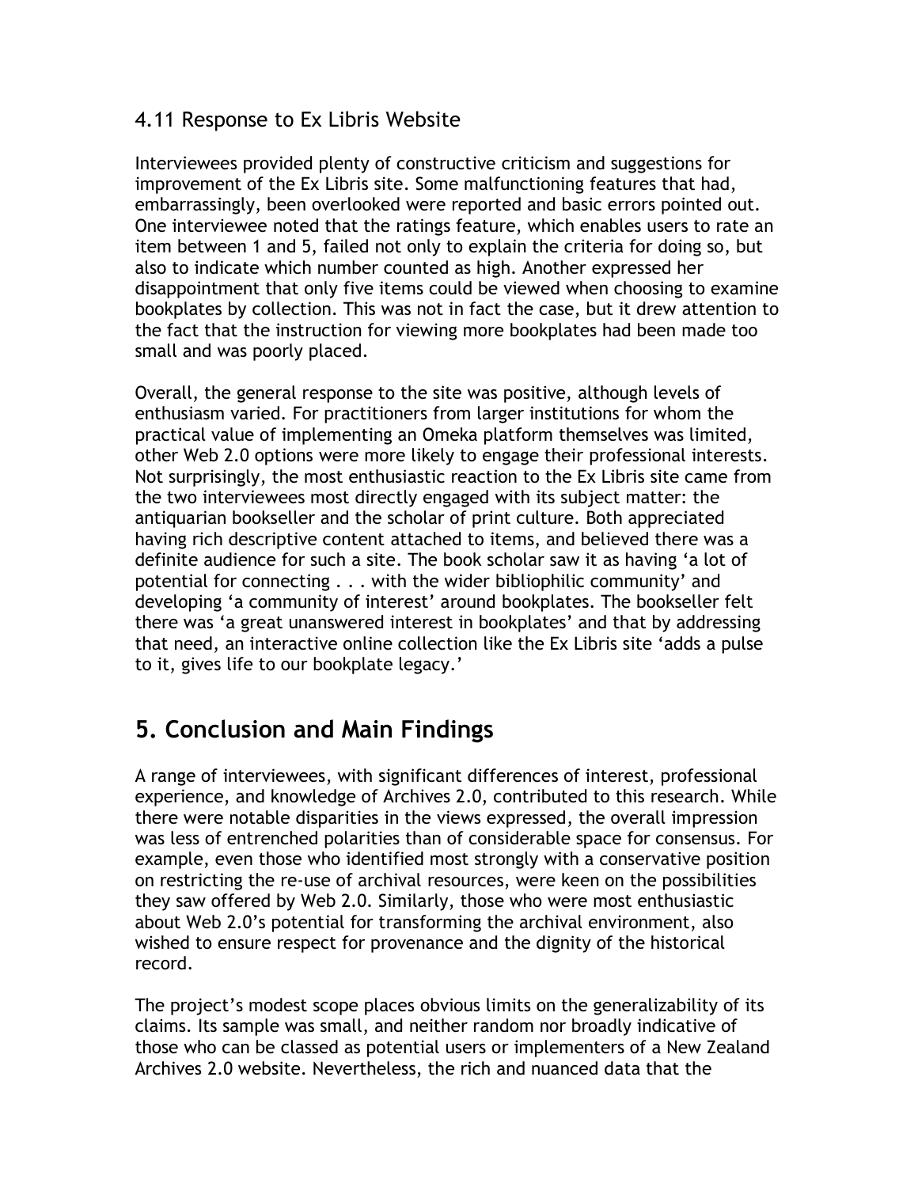### 4.11 Response to Ex Libris Website

Interviewees provided plenty of constructive criticism and suggestions for improvement of the Ex Libris site. Some malfunctioning features that had, embarrassingly, been overlooked were reported and basic errors pointed out. One interviewee noted that the ratings feature, which enables users to rate an item between 1 and 5, failed not only to explain the criteria for doing so, but also to indicate which number counted as high. Another expressed her disappointment that only five items could be viewed when choosing to examine bookplates by collection. This was not in fact the case, but it drew attention to the fact that the instruction for viewing more bookplates had been made too small and was poorly placed.

Overall, the general response to the site was positive, although levels of enthusiasm varied. For practitioners from larger institutions for whom the practical value of implementing an Omeka platform themselves was limited, other Web 2.0 options were more likely to engage their professional interests. Not surprisingly, the most enthusiastic reaction to the Ex Libris site came from the two interviewees most directly engaged with its subject matter: the antiquarian bookseller and the scholar of print culture. Both appreciated having rich descriptive content attached to items, and believed there was a definite audience for such a site. The book scholar saw it as having 'a lot of potential for connecting . . . with the wider bibliophilic community' and developing 'a community of interest' around bookplates. The bookseller felt there was 'a great unanswered interest in bookplates' and that by addressing that need, an interactive online collection like the Ex Libris site 'adds a pulse to it, gives life to our bookplate legacy.'

## 5. Conclusion and Main Findings

A range of interviewees, with significant differences of interest, professional experience, and knowledge of Archives 2.0, contributed to this research. While there were notable disparities in the views expressed, the overall impression was less of entrenched polarities than of considerable space for consensus. For example, even those who identified most strongly with a conservative position on restricting the re-use of archival resources, were keen on the possibilities they saw offered by Web 2.0. Similarly, those who were most enthusiastic about Web 2.0's potential for transforming the archival environment, also wished to ensure respect for provenance and the dignity of the historical record.

The project's modest scope places obvious limits on the generalizability of its claims. Its sample was small, and neither random nor broadly indicative of those who can be classed as potential users or implementers of a New Zealand Archives 2.0 website. Nevertheless, the rich and nuanced data that the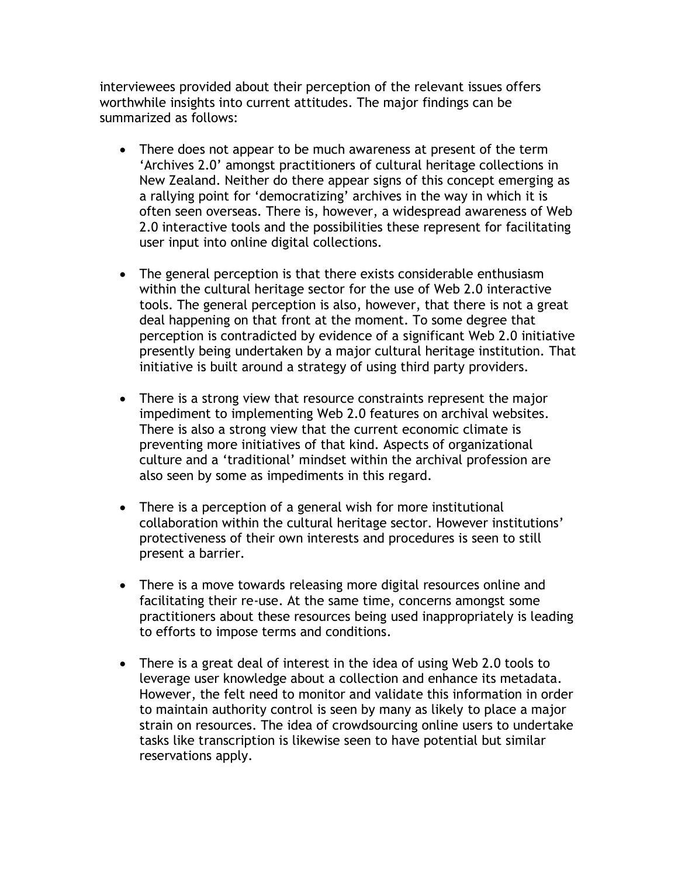interviewees provided about their perception of the relevant issues offers worthwhile insights into current attitudes. The major findings can be summarized as follows:

- There does not appear to be much awareness at present of the term 'Archives 2.0' amongst practitioners of cultural heritage collections in New Zealand. Neither do there appear signs of this concept emerging as a rallying point for 'democratizing' archives in the way in which it is often seen overseas. There is, however, a widespread awareness of Web 2.0 interactive tools and the possibilities these represent for facilitating user input into online digital collections.

- The general perception is that there exists considerable enthusiasm within the cultural heritage sector for the use of Web 2.0 interactive tools. The general perception is also, however, that there is not a great deal happening on that front at the moment. To some degree that perception is contradicted by evidence of a significant Web 2.0 initiative presently being undertaken by a major cultural heritage institution. That initiative is built around a strategy of using third party providers.

- There is a strong view that resource constraints represent the major impediment to implementing Web 2.0 features on archival websites. There is also a strong view that the current economic climate is preventing more initiatives of that kind. Aspects of organizational culture and a 'traditional' mindset within the archival profession are also seen by some as impediments in this regard.

- There is a perception of a general wish for more institutional collaboration within the cultural heritage sector. However institutions' protectiveness of their own interests and procedures is seen to still present a barrier.

- There is a move towards releasing more digital resources online and facilitating their re-use. At the same time, concerns amongst some practitioners about these resources being used inappropriately is leading to efforts to impose terms and conditions.

- There is a great deal of interest in the idea of using Web 2.0 tools to leverage user knowledge about a collection and enhance its metadata. However, the felt need to monitor and validate this information in order to maintain authority control is seen by many as likely to place a major strain on resources. The idea of crowdsourcing online users to undertake tasks like transcription is likewise seen to have potential but similar reservations apply.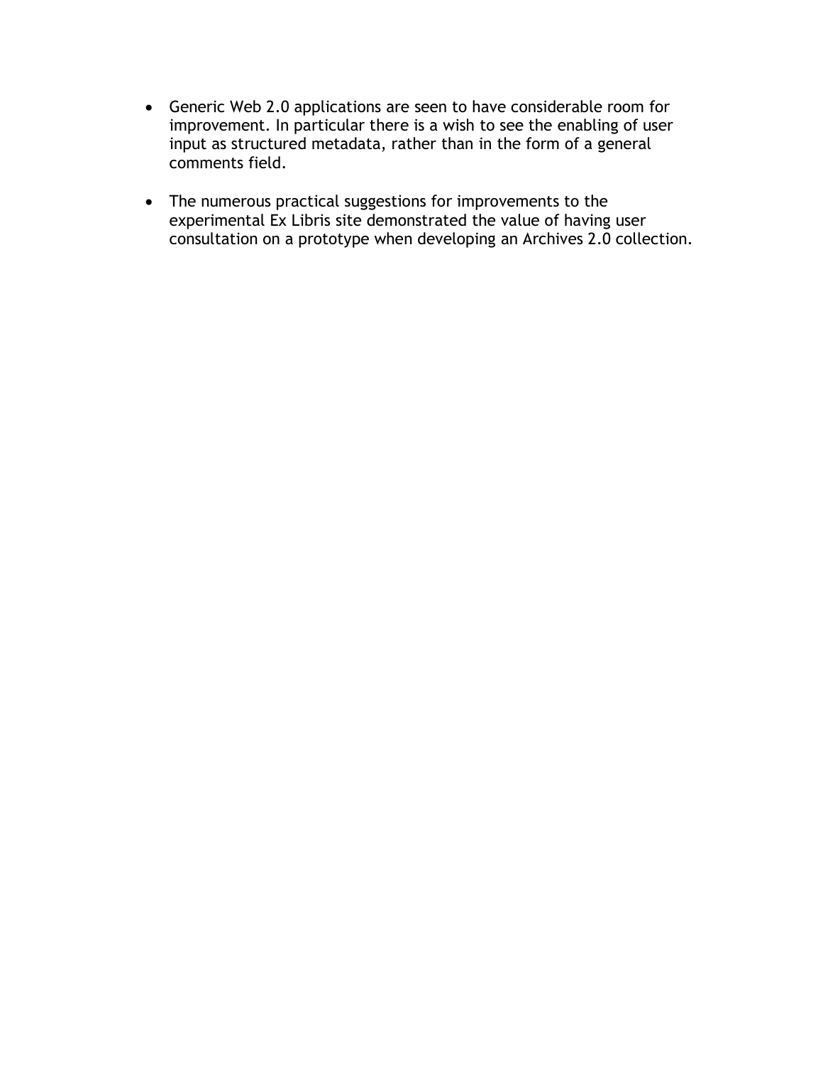- Generic Web 2.0 applications are seen to have considerable room for improvement. In particular there is a wish to see the enabling of user input as structured metadata, rather than in the form of a general comments field.

- The numerous practical suggestions for improvements to the experimental Ex Libris site demonstrated the value of having user consultation on a prototype when developing an Archives 2.0 collection.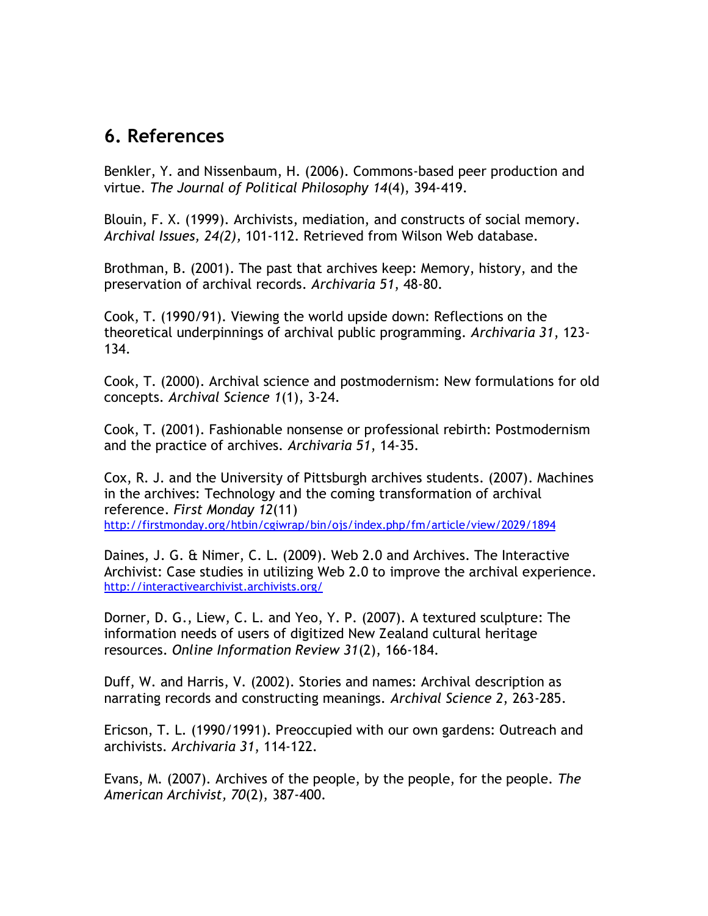## 6. References

Benkler, Y. and Nissenbaum, H. (2006). Commons-based peer production and virtue. *The Journal of Political Philosophy 14*(4), 394-419.

Blouin, F. X. (1999). Archivists, mediation, and constructs of social memory. *Archival Issues, 24(2),* 101-112. Retrieved from Wilson Web database.

Brothman, B. (2001). The past that archives keep: Memory, history, and the preservation of archival records. *Archivaria 51*, 48-80.

Cook, T. (1990/91). Viewing the world upside down: Reflections on the theoretical underpinnings of archival public programming. *Archivaria 31*, 123-134.

Cook, T. (2000). Archival science and postmodernism: New formulations for old concepts. *Archival Science 1*(1), 3-24.

Cook, T. (2001). Fashionable nonsense or professional rebirth: Postmodernism and the practice of archives. *Archivaria 51*, 14-35.

Cox, R. J. and the University of Pittsburgh archives students. (2007). Machines in the archives: Technology and the coming transformation of archival reference. *First Monday 12*(11) http://firstmonday.org/htbin/cgiwrap/bin/ojs/index.php/fm/article/view/2029/1894

Daines, J. G. & Nimer, C. L. (2009). Web 2.0 and Archives. The Interactive Archivist: Case studies in utilizing Web 2.0 to improve the archival experience. http://interactivearchivist.archivists.org/

Dorner, D. G., Liew, C. L. and Yeo, Y. P. (2007). A textured sculpture: The information needs of users of digitized New Zealand cultural heritage resources. *Online Information Review 31*(2), 166-184.

Duff, W. and Harris, V. (2002). Stories and names: Archival description as narrating records and constructing meanings. *Archival Science 2*, 263-285.

Ericson, T. L. (1990/1991). Preoccupied with our own gardens: Outreach and archivists. *Archivaria 31*, 114-122.

Evans, M. (2007). Archives of the people, by the people, for the people. *The American Archivist, 70*(2), 387-400.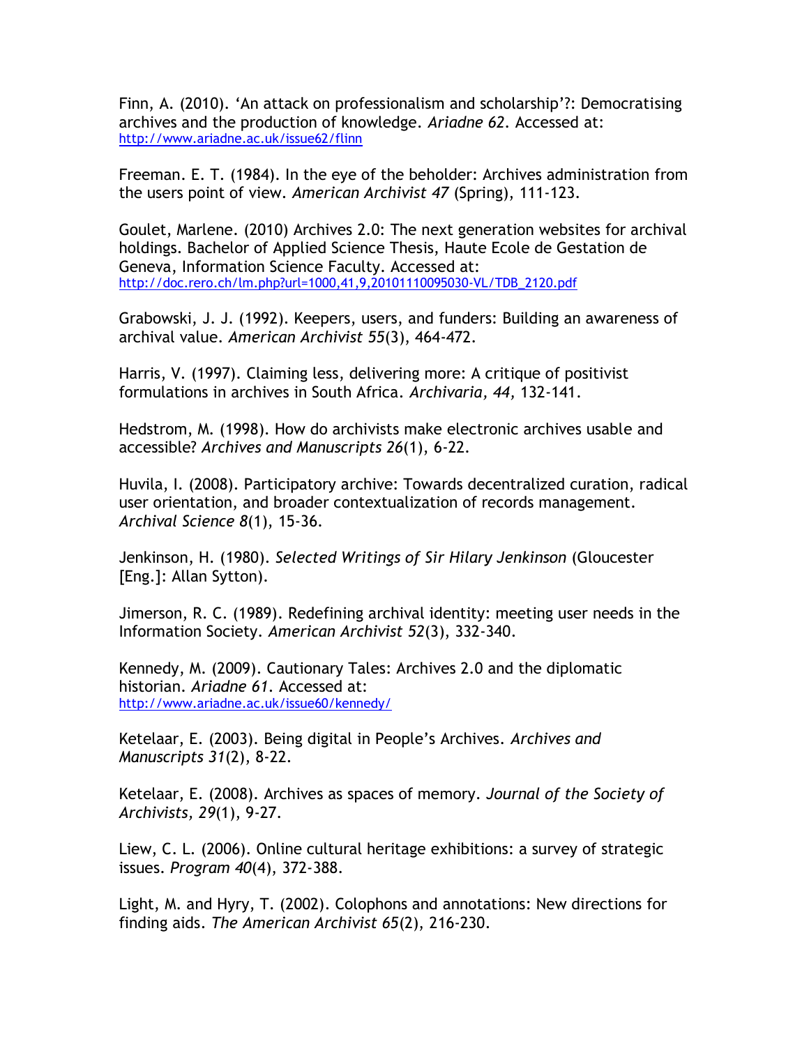Finn, A. (2010). 'An attack on professionalism and scholarship'?: Democratising archives and the production of knowledge. *Ariadne 62*. Accessed at: http://www.ariadne.ac.uk/issue62/flinn

Freeman. E. T. (1984). In the eye of the beholder: Archives administration from the users point of view. *American Archivist 47* (Spring), 111-123.

Goulet, Marlene. (2010) Archives 2.0: The next generation websites for archival holdings. Bachelor of Applied Science Thesis, Haute Ecole de Gestation de Geneva, Information Science Faculty. Accessed at: http://doc.rero.ch/lm.php?url=1000,41,9,20101110095030-VL/TDB_2120.pdf

Grabowski, J. J. (1992). Keepers, users, and funders: Building an awareness of archival value. *American Archivist 55*(3), 464-472.

Harris, V. (1997). Claiming less, delivering more: A critique of positivist formulations in archives in South Africa. *Archivaria, 44,* 132-141.

Hedstrom, M. (1998). How do archivists make electronic archives usable and accessible? *Archives and Manuscripts 26*(1), 6-22.

Huvila, I. (2008). Participatory archive: Towards decentralized curation, radical user orientation, and broader contextualization of records management. *Archival Science 8*(1), 15-36.

Jenkinson, H. (1980). *Selected Writings of Sir Hilary Jenkinson* (Gloucester [Eng.]: Allan Sytton).

Jimerson, R. C. (1989). Redefining archival identity: meeting user needs in the Information Society. *American Archivist 52*(3), 332-340.

Kennedy, M. (2009). Cautionary Tales: Archives 2.0 and the diplomatic historian. *Ariadne 61*. Accessed at: http://www.ariadne.ac.uk/issue60/kennedy/

Ketelaar, E. (2003). Being digital in People's Archives. *Archives and Manuscripts 31*(2), 8-22.

Ketelaar, E. (2008). Archives as spaces of memory. *Journal of the Society of Archivists, 29*(1), 9-27.

Liew, C. L. (2006). Online cultural heritage exhibitions: a survey of strategic issues. *Program 40*(4), 372-388.

Light, M. and Hyry, T. (2002). Colophons and annotations: New directions for finding aids. *The American Archivist 65*(2), 216-230.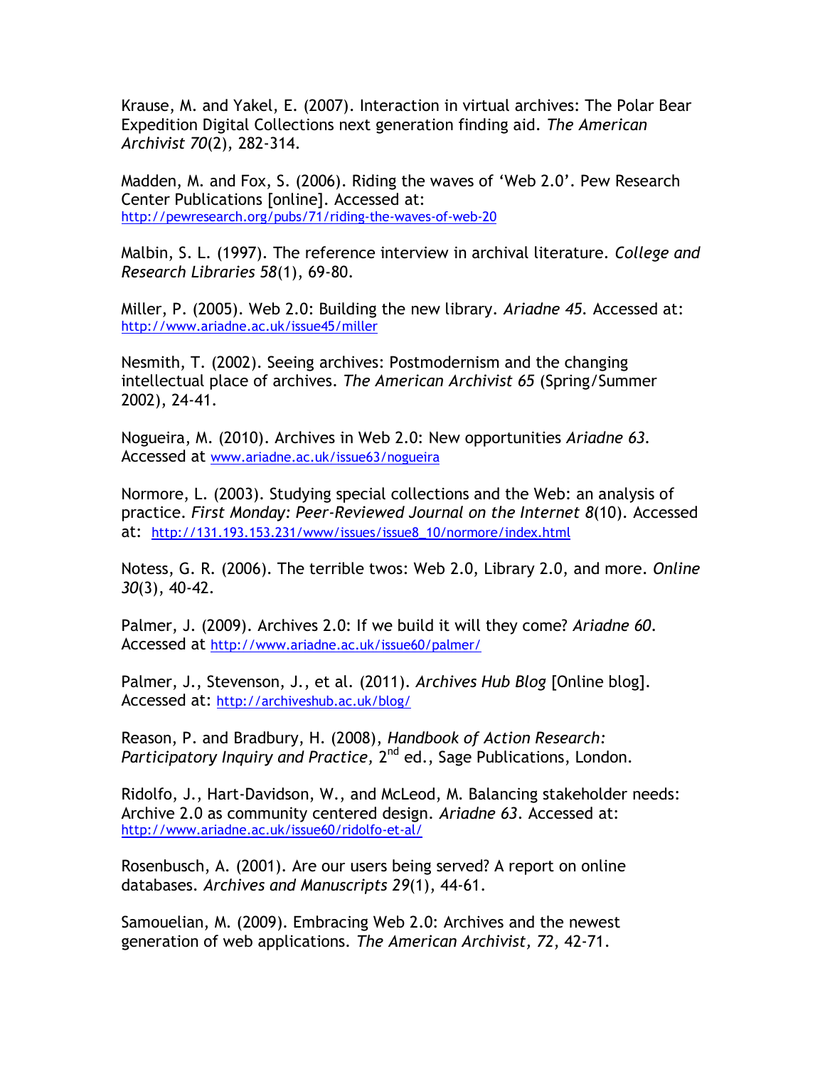Krause, M. and Yakel, E. (2007). Interaction in virtual archives: The Polar Bear Expedition Digital Collections next generation finding aid. *The American Archivist 70*(2), 282-314.

Madden, M. and Fox, S. (2006). Riding the waves of 'Web 2.0'. Pew Research Center Publications [online]. Accessed at: http://pewresearch.org/pubs/71/riding-the-waves-of-web-20

Malbin, S. L. (1997). The reference interview in archival literature. *College and Research Libraries 58*(1), 69-80.

Miller, P. (2005). Web 2.0: Building the new library. *Ariadne 45*. Accessed at: http://www.ariadne.ac.uk/issue45/miller

Nesmith, T. (2002). Seeing archives: Postmodernism and the changing intellectual place of archives. *The American Archivist 65* (Spring/Summer 2002), 24-41.

Nogueira, M. (2010). Archives in Web 2.0: New opportunities *Ariadne 63*. Accessed at www.ariadne.ac.uk/issue63/nogueira

Normore, L. (2003). Studying special collections and the Web: an analysis of practice. *First Monday: Peer-Reviewed Journal on the Internet 8*(10). Accessed at: http://131.193.153.231/www/issues/issue8_10/normore/index.html

Notess, G. R. (2006). The terrible twos: Web 2.0, Library 2.0, and more. *Online 30*(3), 40-42.

Palmer, J. (2009). Archives 2.0: If we build it will they come? *Ariadne 60*. Accessed at http://www.ariadne.ac.uk/issue60/palmer/

Palmer, J., Stevenson, J., et al. (2011). *Archives Hub Blog* [Online blog]. Accessed at: http://archiveshub.ac.uk/blog/

Reason, P. and Bradbury, H. (2008), *Handbook of Action Research: Participatory Inquiry and Practice,* 2nd ed., Sage Publications, London.

Ridolfo, J., Hart-Davidson, W., and McLeod, M. Balancing stakeholder needs: Archive 2.0 as community centered design. *Ariadne 63*. Accessed at: http://www.ariadne.ac.uk/issue60/ridolfo-et-al/

Rosenbusch, A. (2001). Are our users being served? A report on online databases. *Archives and Manuscripts 29*(1), 44-61.

Samouelian, M. (2009). Embracing Web 2.0: Archives and the newest generation of web applications. *The American Archivist, 72*, 42-71.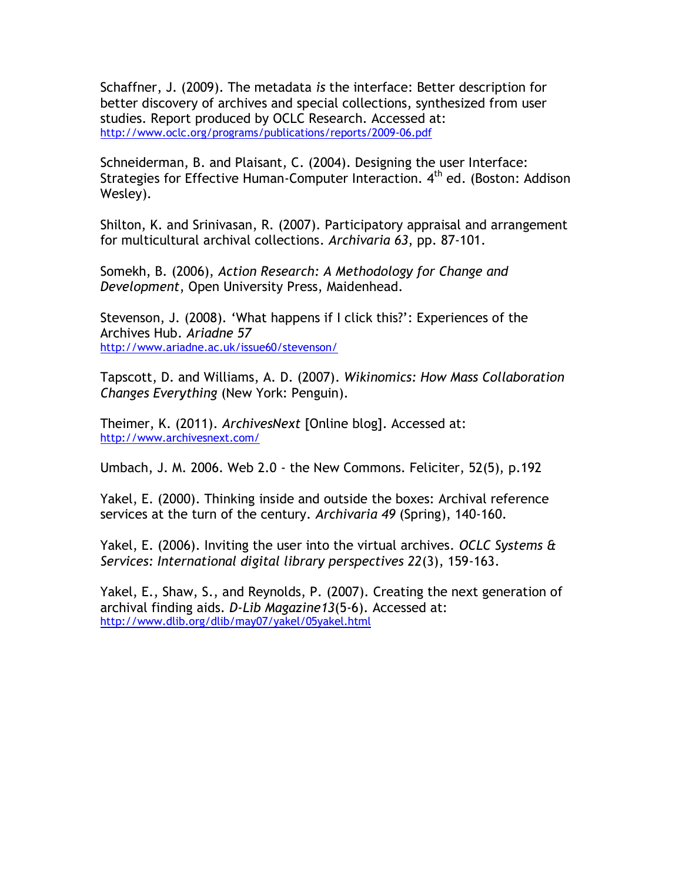Schaffner, J. (2009). The metadata *is* the interface: Better description for better discovery of archives and special collections, synthesized from user studies. Report produced by OCLC Research. Accessed at: http://www.oclc.org/programs/publications/reports/2009-06.pdf

Schneiderman, B. and Plaisant, C. (2004). Designing the user Interface: Strategies for Effective Human-Computer Interaction. 4th ed. (Boston: Addison Wesley).

Shilton, K. and Srinivasan, R. (2007). Participatory appraisal and arrangement for multicultural archival collections. *Archivaria 63*, pp. 87-101.

Somekh, B. (2006), *Action Research: A Methodology for Change and Development*, Open University Press, Maidenhead.

Stevenson, J. (2008). 'What happens if I click this?': Experiences of the Archives Hub. *Ariadne 57* http://www.ariadne.ac.uk/issue60/stevenson/

Tapscott, D. and Williams, A. D. (2007). *Wikinomics: How Mass Collaboration Changes Everything* (New York: Penguin).

Theimer, K. (2011). *ArchivesNext* [Online blog]. Accessed at: http://www.archivesnext.com/

Umbach, J. M. 2006. Web 2.0 - the New Commons. Feliciter, 52(5), p.192

Yakel, E. (2000). Thinking inside and outside the boxes: Archival reference services at the turn of the century. *Archivaria 49* (Spring), 140-160.

Yakel, E. (2006). Inviting the user into the virtual archives. *OCLC Systems & Services: International digital library perspectives 22*(3), 159-163.

Yakel, E., Shaw, S., and Reynolds, P. (2007). Creating the next generation of archival finding aids. *D-Lib Magazine13*(5-6). Accessed at: http://www.dlib.org/dlib/may07/yakel/05yakel.html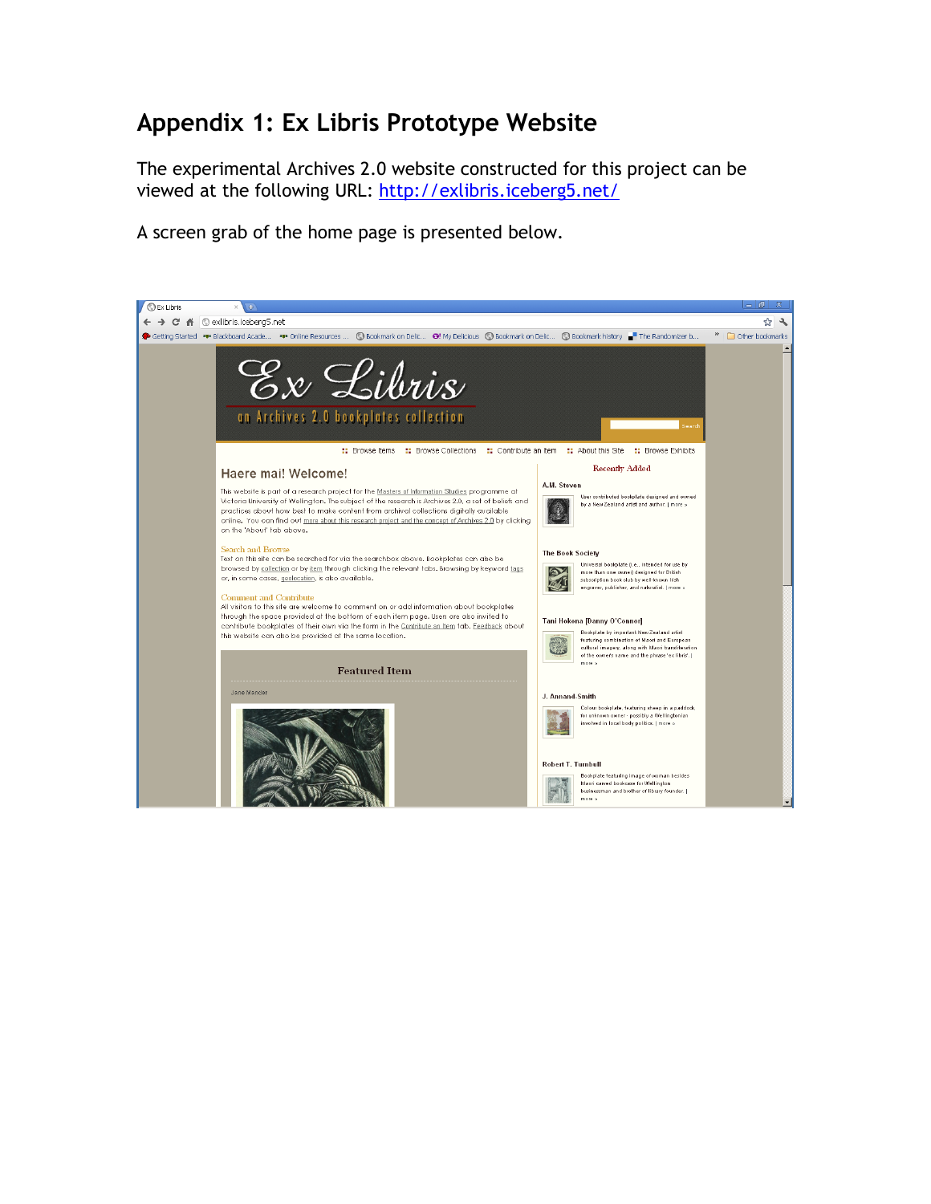# Appendix 1: Ex Libris Prototype Website

The experimental Archives 2.0 website constructed for this project can be viewed at the following URL: http://exlibris.iceberg5.net/

A screen grab of the home page is presented below.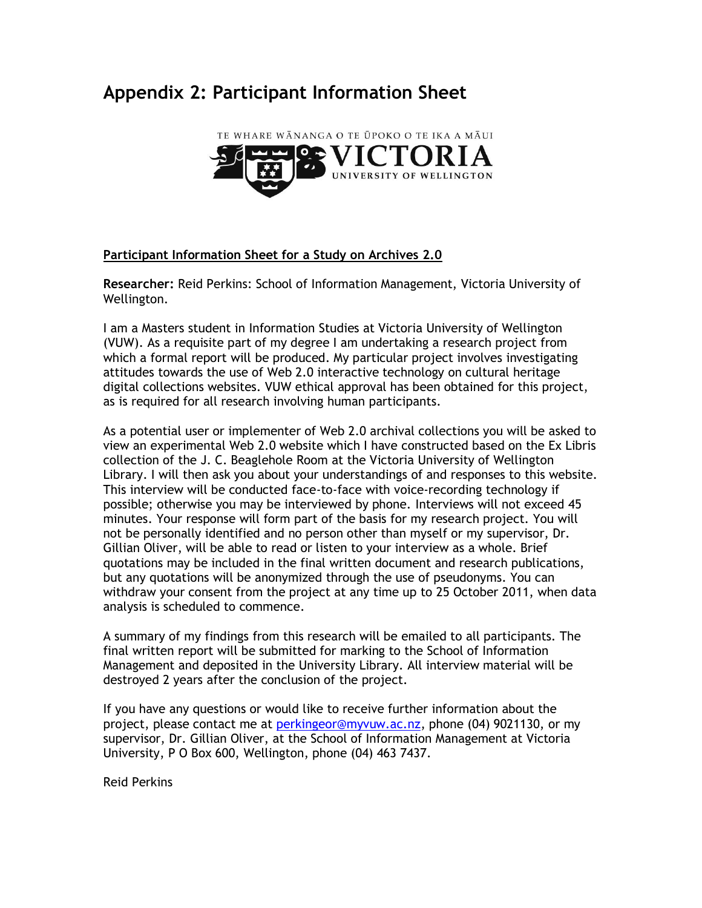# Appendix 2: Participant Information Sheet

TE WHARE WĀNANGA O TE ŪPOKO O TE IKA A MĀUI
VICTORIA
UNIVERSITY OF WELLINGTON

**Participant Information Sheet for a Study on Archives 2.0**

**Researcher:** Reid Perkins: School of Information Management, Victoria University of Wellington.

I am a Masters student in Information Studies at Victoria University of Wellington (VUW). As a requisite part of my degree I am undertaking a research project from which a formal report will be produced. My particular project involves investigating attitudes towards the use of Web 2.0 interactive technology on cultural heritage digital collections websites. VUW ethical approval has been obtained for this project, as is required for all research involving human participants.

As a potential user or implementer of Web 2.0 archival collections you will be asked to view an experimental Web 2.0 website which I have constructed based on the Ex Libris collection of the J. C. Beaglehole Room at the Victoria University of Wellington Library. I will then ask you about your understandings of and responses to this website. This interview will be conducted face-to-face with voice-recording technology if possible; otherwise you may be interviewed by phone. Interviews will not exceed 45 minutes. Your response will form part of the basis for my research project. You will not be personally identified and no person other than myself or my supervisor, Dr. Gillian Oliver, will be able to read or listen to your interview as a whole. Brief quotations may be included in the final written document and research publications, but any quotations will be anonymized through the use of pseudonyms. You can withdraw your consent from the project at any time up to 25 October 2011, when data analysis is scheduled to commence.

A summary of my findings from this research will be emailed to all participants. The final written report will be submitted for marking to the School of Information Management and deposited in the University Library. All interview material will be destroyed 2 years after the conclusion of the project.

If you have any questions or would like to receive further information about the project, please contact me at perkingeor@myvuw.ac.nz, phone (04) 9021130, or my supervisor, Dr. Gillian Oliver, at the School of Information Management at Victoria University, P O Box 600, Wellington, phone (04) 463 7437.

Reid Perkins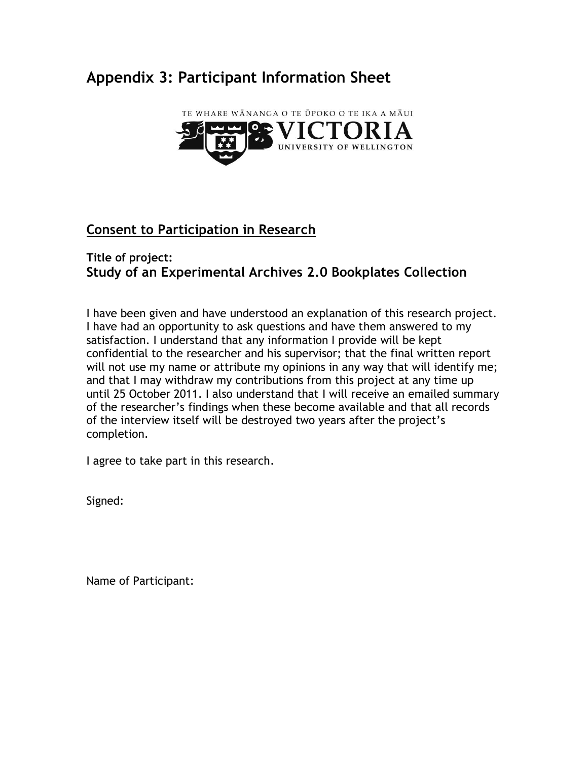# Appendix 3: Participant Information Sheet

TE WHARE WĀNANGA O TE ŪPOKO O TE IKA A MĀUI
VICTORIA
UNIVERSITY OF WELLINGTON

## Consent to Participation in Research

**Title of project:**
**Study of an Experimental Archives 2.0 Bookplates Collection**

I have been given and have understood an explanation of this research project. I have had an opportunity to ask questions and have them answered to my satisfaction. I understand that any information I provide will be kept confidential to the researcher and his supervisor; that the final written report will not use my name or attribute my opinions in any way that will identify me; and that I may withdraw my contributions from this project at any time up until 25 October 2011. I also understand that I will receive an emailed summary of the researcher's findings when these become available and that all records of the interview itself will be destroyed two years after the project's completion.

I agree to take part in this research.

Signed:

Name of Participant: